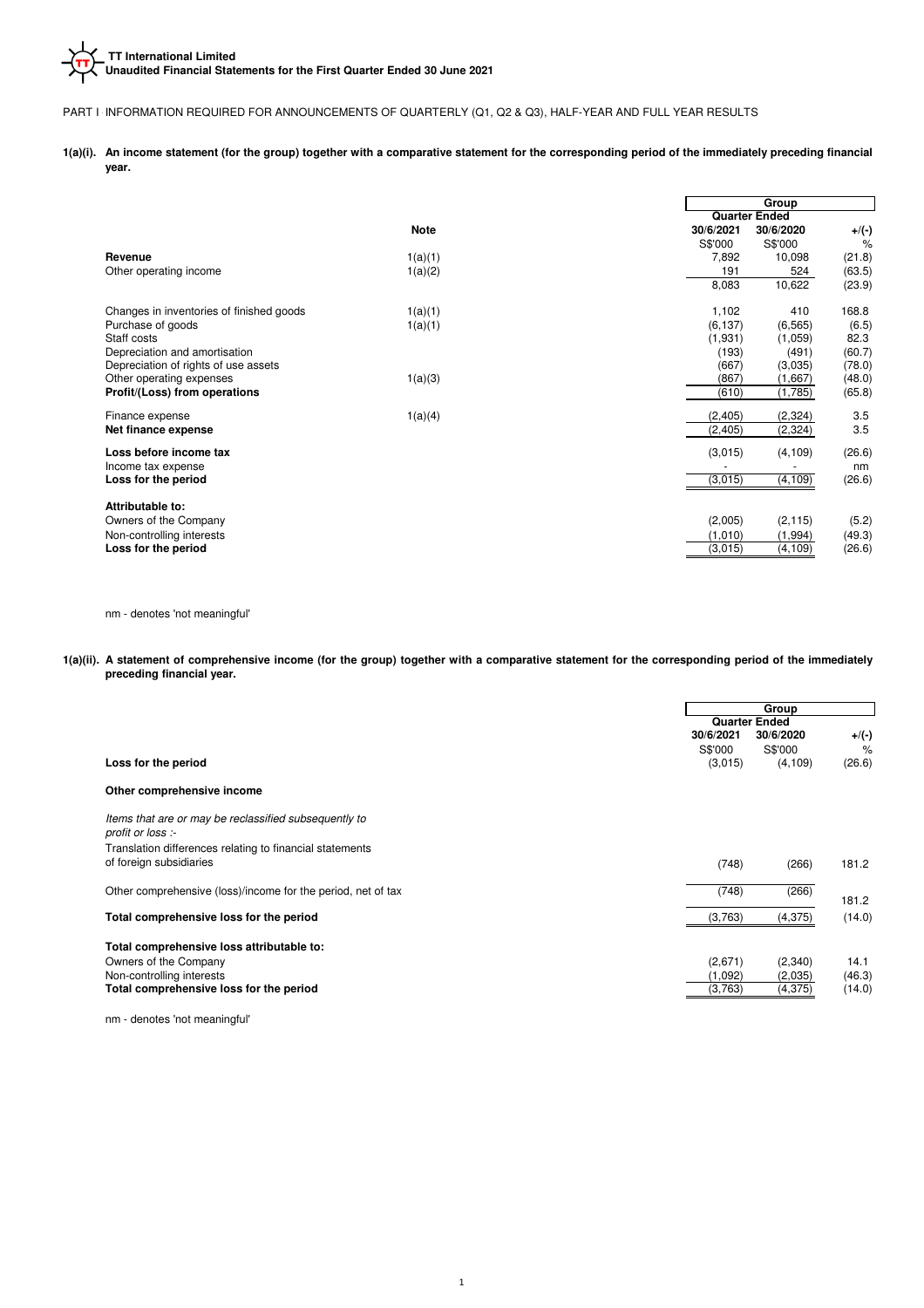**TT International Limited**
**Unaudited Financial Statements for the First Quarter Ended 30 June 2021**

PART I INFORMATION REQUIRED FOR ANNOUNCEMENTS OF QUARTERLY (Q1, Q2 & Q3), HALF-YEAR AND FULL YEAR RESULTS

**1(a)(i). An income statement (for the group) together with a comparative statement for the corresponding period of the immediately preceding financial year.**

| | Note | Group | | |
|---|---|---|---|---|
| | | Quarter Ended | | |
| | | 30/6/2021 | 30/6/2020 | +/(-) |
| | | S$'000 | S$'000 | % |
| **Revenue** | 1(a)(1) | 7,892 | 10,098 | (21.8) |
| Other operating income | 1(a)(2) | 191 | 524 | (63.5) |
| | | 8,083 | 10,622 | (23.9) |
| Changes in inventories of finished goods | 1(a)(1) | 1,102 | 410 | 168.8 |
| Purchase of goods | 1(a)(1) | (6,137) | (6,565) | (6.5) |
| Staff costs | | (1,931) | (1,059) | 82.3 |
| Depreciation and amortisation | | (193) | (491) | (60.7) |
| Depreciation of rights of use assets | | (667) | (3,035) | (78.0) |
| Other operating expenses | 1(a)(3) | (867) | (1,667) | (48.0) |
| **Profit/(Loss) from operations** | | (610) | (1,785) | (65.8) |
| Finance expense | 1(a)(4) | (2,405) | (2,324) | 3.5 |
| **Net finance expense** | | (2,405) | (2,324) | 3.5 |
| **Loss before income tax** | | (3,015) | (4,109) | (26.6) |
| Income tax expense | | - | - | nm |
| **Loss for the period** | | (3,015) | (4,109) | (26.6) |
| **Attributable to:** | | | | |
| Owners of the Company | | (2,005) | (2,115) | (5.2) |
| Non-controlling interests | | (1,010) | (1,994) | (49.3) |
| **Loss for the period** | | (3,015) | (4,109) | (26.6) |

nm - denotes 'not meaningful'

**1(a)(ii). A statement of comprehensive income (for the group) together with a comparative statement for the corresponding period of the immediately preceding financial year.**

| | Group | | |
|---|---|---|---|
| | Quarter Ended | | |
| | 30/6/2021 | 30/6/2020 | +/(-) |
| | S$'000 | S$'000 | % |
| **Loss for the period** | (3,015) | (4,109) | (26.6) |
| **Other comprehensive income** | | | |
| *Items that are or may be reclassified subsequently to profit or loss :-* | | | |
| Translation differences relating to financial statements of foreign subsidiaries | (748) | (266) | 181.2 |
| Other comprehensive (loss)/income for the period, net of tax | (748) | (266) | 181.2 |
| **Total comprehensive loss for the period** | (3,763) | (4,375) | (14.0) |
| **Total comprehensive loss attributable to:** | | | |
| Owners of the Company | (2,671) | (2,340) | 14.1 |
| Non-controlling interests | (1,092) | (2,035) | (46.3) |
| **Total comprehensive loss for the period** | (3,763) | (4,375) | (14.0) |

nm - denotes 'not meaningful'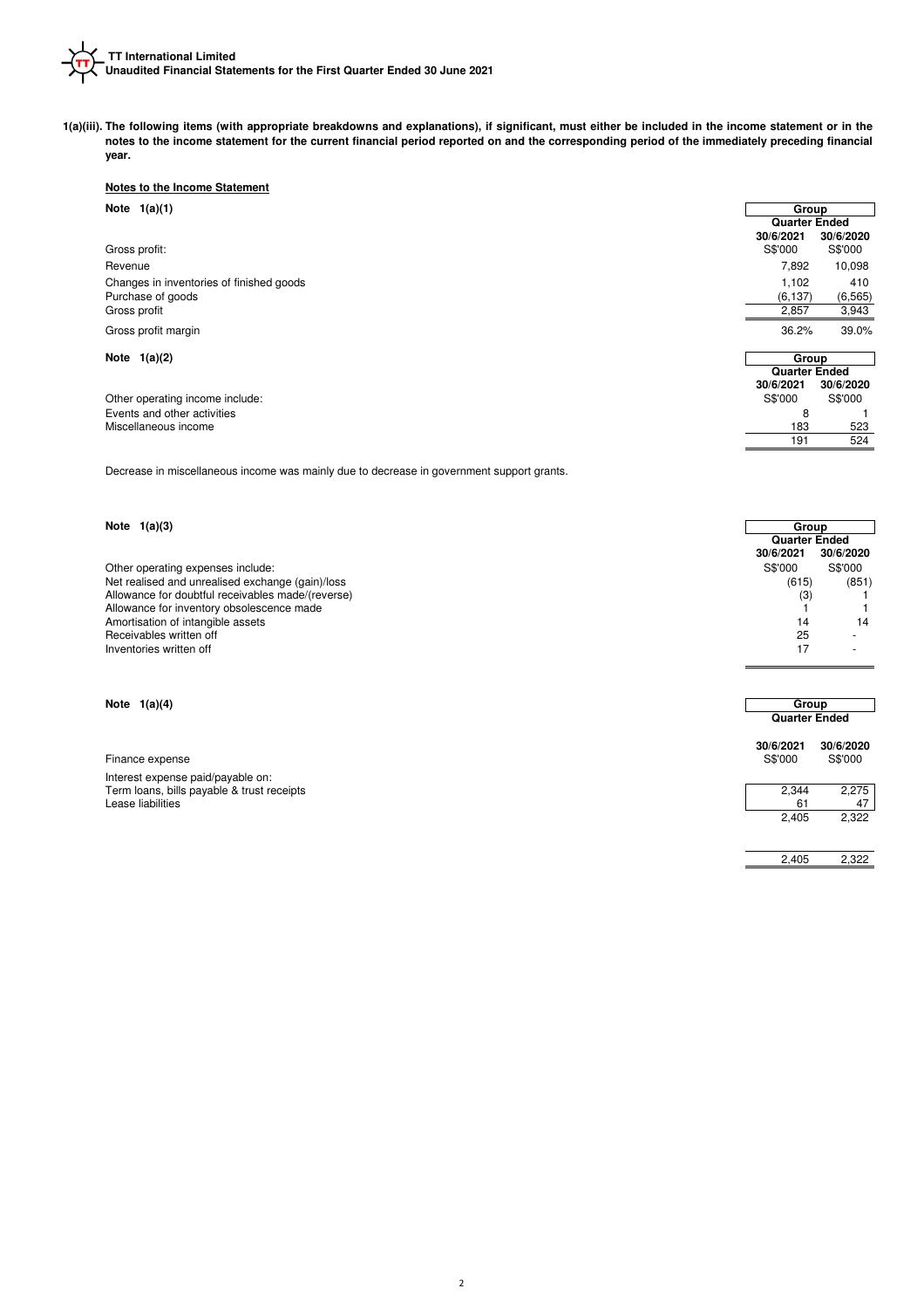**1(a)(iii). The following items (with appropriate breakdowns and explanations), if significant, must either be included in the income statement or in the notes to the income statement for the current financial period reported on and the corresponding period of the immediately preceding financial year.**

**Notes to the Income Statement**

**Note 1(a)(1)**

| | Group | |
|---|---|---|
| | Quarter Ended | |
| | 30/6/2021 | 30/6/2020 |
| Gross profit: | S$'000 | S$'000 |
| Revenue | 7,892 | 10,098 |
| Changes in inventories of finished goods | 1,102 | 410 |
| Purchase of goods | (6,137) | (6,565) |
| Gross profit | 2,857 | 3,943 |
| Gross profit margin | 36.2% | 39.0% |

**Note 1(a)(2)**

| | Group | |
|---|---|---|
| | Quarter Ended | |
| | 30/6/2021 | 30/6/2020 |
| Other operating income include: | S$'000 | S$'000 |
| Events and other activities | 8 | 1 |
| Miscellaneous income | 183 | 523 |
| | 191 | 524 |

Decrease in miscellaneous income was mainly due to decrease in government support grants.

**Note 1(a)(3)**

| | Group | |
|---|---|---|
| | Quarter Ended | |
| | 30/6/2021 | 30/6/2020 |
| Other operating expenses include: | S$'000 | S$'000 |
| Net realised and unrealised exchange (gain)/loss | (615) | (851) |
| Allowance for doubtful receivables made/(reverse) | (3) | 1 |
| Allowance for inventory obsolescence made | 1 | 1 |
| Amortisation of intangible assets | 14 | 14 |
| Receivables written off | 25 | - |
| Inventories written off | 17 | - |

**Note 1(a)(4)**

| | Group | |
|---|---|---|
| | Quarter Ended | |
| | 30/6/2021 | 30/6/2020 |
| Finance expense | S$'000 | S$'000 |
| Interest expense paid/payable on: | | |
| Term loans, bills payable & trust receipts | 2,344 | 2,275 |
| Lease liabilities | 61 | 47 |
| | 2,405 | 2,322 |
| | 2,405 | 2,322 |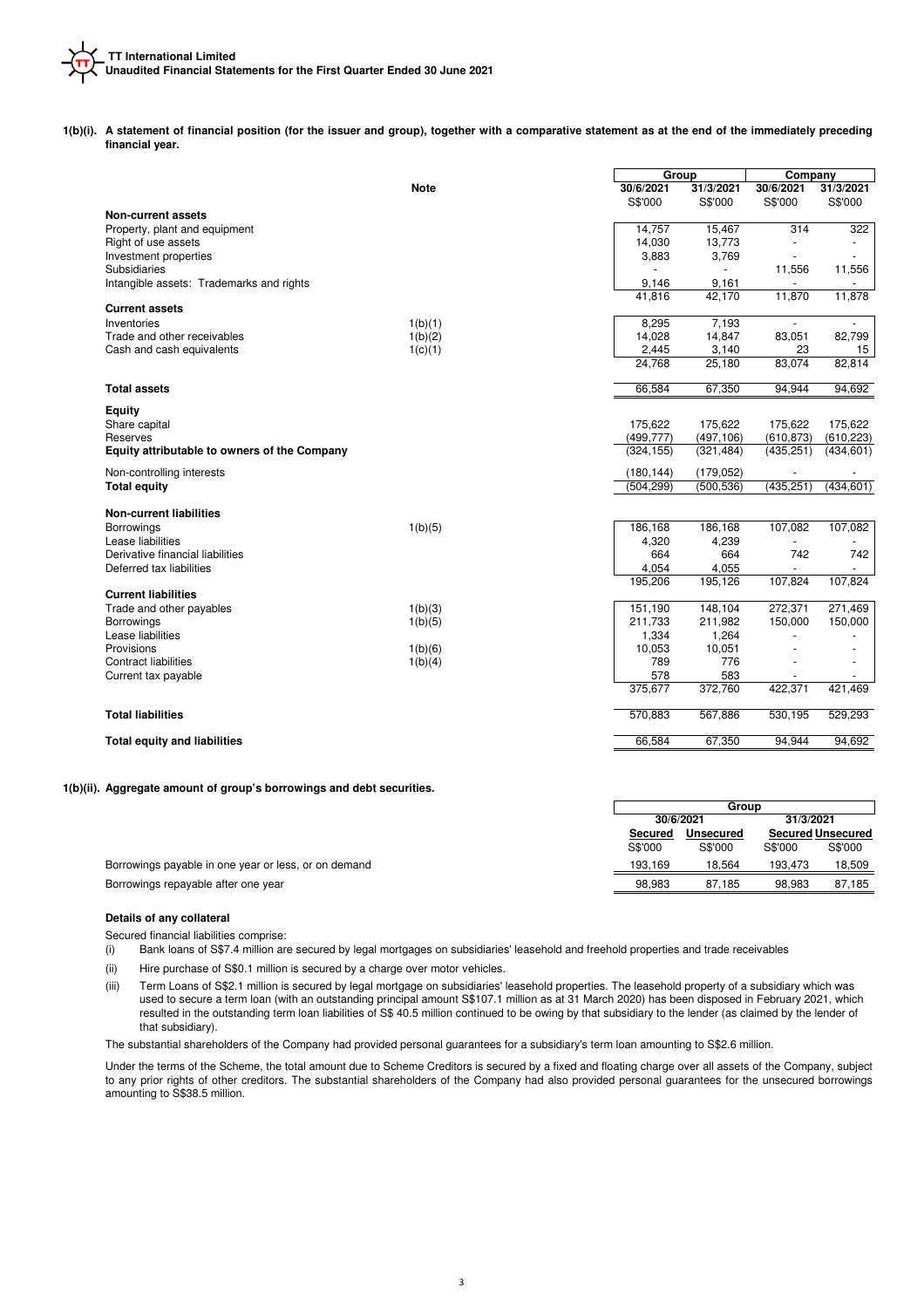**1(b)(i). A statement of financial position (for the issuer and group), together with a comparative statement as at the end of the immediately preceding financial year.**

| | Note | Group | | Company | |
|---|---|---|---|---|---|
| | | **30/6/2021** | **31/3/2021** | **30/6/2021** | **31/3/2021** |
| | | S$'000 | S$'000 | S$'000 | S$'000 |
| **Non-current assets** | | | | | |
| Property, plant and equipment | | 14,757 | 15,467 | 314 | 322 |
| Right of use assets | | 14,030 | 13,773 | - | - |
| Investment properties | | 3,883 | 3,769 | - | - |
| Subsidiaries | | - | - | 11,556 | 11,556 |
| Intangible assets: Trademarks and rights | | 9,146 | 9,161 | - | - |
| | | 41,816 | 42,170 | 11,870 | 11,878 |
| **Current assets** | | | | | |
| Inventories | 1(b)(1) | 8,295 | 7,193 | - | - |
| Trade and other receivables | 1(b)(2) | 14,028 | 14,847 | 83,051 | 82,799 |
| Cash and cash equivalents | 1(c)(1) | 2,445 | 3,140 | 23 | 15 |
| | | 24,768 | 25,180 | 83,074 | 82,814 |
| **Total assets** | | 66,584 | 67,350 | 94,944 | 94,692 |
| **Equity** | | | | | |
| Share capital | | 175,622 | 175,622 | 175,622 | 175,622 |
| Reserves | | (499,777) | (497,106) | (610,873) | (610,223) |
| **Equity attributable to owners of the Company** | | (324,155) | (321,484) | (435,251) | (434,601) |
| Non-controlling interests | | (180,144) | (179,052) | - | - |
| **Total equity** | | (504,299) | (500,536) | (435,251) | (434,601) |
| **Non-current liabilities** | | | | | |
| Borrowings | 1(b)(5) | 186,168 | 186,168 | 107,082 | 107,082 |
| Lease liabilities | | 4,320 | 4,239 | - | - |
| Derivative financial liabilities | | 664 | 664 | 742 | 742 |
| Deferred tax liabilities | | 4,054 | 4,055 | - | - |
| | | 195,206 | 195,126 | 107,824 | 107,824 |
| **Current liabilities** | | | | | |
| Trade and other payables | 1(b)(3) | 151,190 | 148,104 | 272,371 | 271,469 |
| Borrowings | 1(b)(5) | 211,733 | 211,982 | 150,000 | 150,000 |
| Lease liabilities | | 1,334 | 1,264 | - | - |
| Provisions | 1(b)(6) | 10,053 | 10,051 | - | - |
| Contract liabilities | 1(b)(4) | 789 | 776 | - | - |
| Current tax payable | | 578 | 583 | - | - |
| | | 375,677 | 372,760 | 422,371 | 421,469 |
| **Total liabilities** | | 570,883 | 567,886 | 530,195 | 529,293 |
| **Total equity and liabilities** | | 66,584 | 67,350 | 94,944 | 94,692 |

**1(b)(ii). Aggregate amount of group's borrowings and debt securities.**

| | Group | | | |
|---|---|---|---|---|
| | 30/6/2021 | | 31/3/2021 | |
| | **Secured** | **Unsecured** | **Secured** | **Unsecured** |
| | S$'000 | S$'000 | S$'000 | S$'000 |
| Borrowings payable in one year or less, or on demand | 193,169 | 18,564 | 193,473 | 18,509 |
| Borrowings repayable after one year | 98,983 | 87,185 | 98,983 | 87,185 |

**Details of any collateral**

Secured financial liabilities comprise:

(i) Bank loans of S$7.4 million are secured by legal mortgages on subsidiaries' leasehold and freehold properties and trade receivables

(ii) Hire purchase of S$0.1 million is secured by a charge over motor vehicles.

(iii) Term Loans of S$2.1 million is secured by legal mortgage on subsidiaries' leasehold properties. The leasehold property of a subsidiary which was used to secure a term loan (with an outstanding principal amount S$107.1 million as at 31 March 2020) has been disposed in February 2021, which resulted in the outstanding term loan liabilities of S$ 40.5 million continued to be owing by that subsidiary to the lender (as claimed by the lender of that subsidiary).

The substantial shareholders of the Company had provided personal guarantees for a subsidiary's term loan amounting to S$2.6 million.

Under the terms of the Scheme, the total amount due to Scheme Creditors is secured by a fixed and floating charge over all assets of the Company, subject to any prior rights of other creditors. The substantial shareholders of the Company had also provided personal guarantees for the unsecured borrowings amounting to S$38.5 million.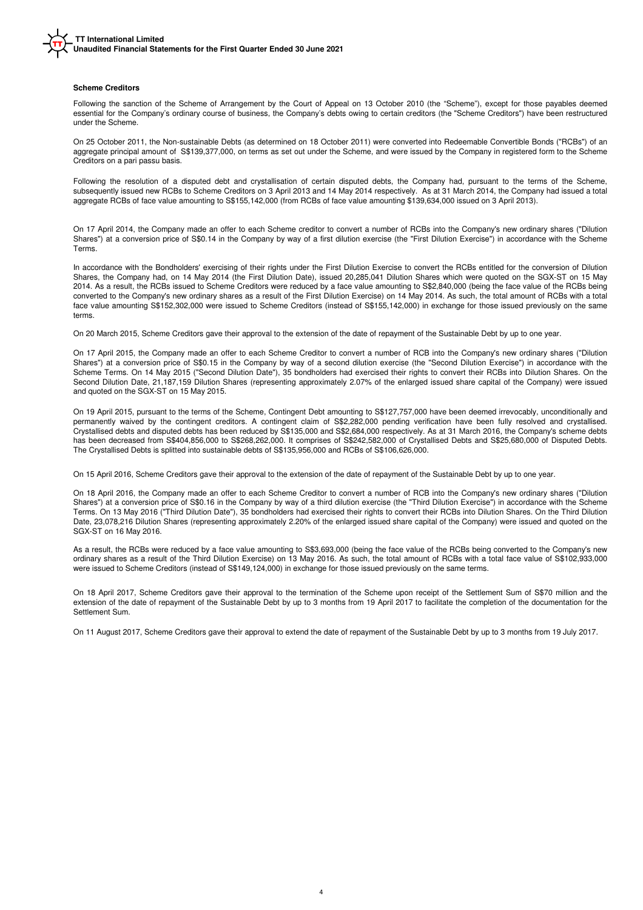**Scheme Creditors**

Following the sanction of the Scheme of Arrangement by the Court of Appeal on 13 October 2010 (the "Scheme"), except for those payables deemed essential for the Company's ordinary course of business, the Company's debts owing to certain creditors (the "Scheme Creditors") have been restructured under the Scheme.

On 25 October 2011, the Non-sustainable Debts (as determined on 18 October 2011) were converted into Redeemable Convertible Bonds ("RCBs") of an aggregate principal amount of S$139,377,000, on terms as set out under the Scheme, and were issued by the Company in registered form to the Scheme Creditors on a pari passu basis.

Following the resolution of a disputed debt and crystallisation of certain disputed debts, the Company had, pursuant to the terms of the Scheme, subsequently issued new RCBs to Scheme Creditors on 3 April 2013 and 14 May 2014 respectively. As at 31 March 2014, the Company had issued a total aggregate RCBs of face value amounting to S$155,142,000 (from RCBs of face value amounting $139,634,000 issued on 3 April 2013).

On 17 April 2014, the Company made an offer to each Scheme creditor to convert a number of RCBs into the Company's new ordinary shares ("Dilution Shares") at a conversion price of S$0.14 in the Company by way of a first dilution exercise (the "First Dilution Exercise") in accordance with the Scheme Terms.

In accordance with the Bondholders' exercising of their rights under the First Dilution Exercise to convert the RCBs entitled for the conversion of Dilution Shares, the Company had, on 14 May 2014 (the First Dilution Date), issued 20,285,041 Dilution Shares which were quoted on the SGX-ST on 15 May 2014. As a result, the RCBs issued to Scheme Creditors were reduced by a face value amounting to S$2,840,000 (being the face value of the RCBs being converted to the Company's new ordinary shares as a result of the First Dilution Exercise) on 14 May 2014. As such, the total amount of RCBs with a total face value amounting S$152,302,000 were issued to Scheme Creditors (instead of S$155,142,000) in exchange for those issued previously on the same terms.

On 20 March 2015, Scheme Creditors gave their approval to the extension of the date of repayment of the Sustainable Debt by up to one year.

On 17 April 2015, the Company made an offer to each Scheme Creditor to convert a number of RCB into the Company's new ordinary shares ("Dilution Shares") at a conversion price of S$0.15 in the Company by way of a second dilution exercise (the "Second Dilution Exercise") in accordance with the Scheme Terms. On 14 May 2015 ("Second Dilution Date"), 35 bondholders had exercised their rights to convert their RCBs into Dilution Shares. On the Second Dilution Date, 21,187,159 Dilution Shares (representing approximately 2.07% of the enlarged issued share capital of the Company) were issued and quoted on the SGX-ST on 15 May 2015.

On 19 April 2015, pursuant to the terms of the Scheme, Contingent Debt amounting to S$127,757,000 have been deemed irrevocably, unconditionally and permanently waived by the contingent creditors. A contingent claim of S$2,282,000 pending verification have been fully resolved and crystallised. Crystallised debts and disputed debts has been reduced by S$135,000 and S$2,684,000 respectively. As at 31 March 2016, the Company's scheme debts has been decreased from S$404,856,000 to S$268,262,000. It comprises of S$242,582,000 of Crystallised Debts and S$25,680,000 of Disputed Debts. The Crystallised Debts is splitted into sustainable debts of S$135,956,000 and RCBs of S$106,626,000.

On 15 April 2016, Scheme Creditors gave their approval to the extension of the date of repayment of the Sustainable Debt by up to one year.

On 18 April 2016, the Company made an offer to each Scheme Creditor to convert a number of RCB into the Company's new ordinary shares ("Dilution Shares") at a conversion price of S$0.16 in the Company by way of a third dilution exercise (the "Third Dilution Exercise") in accordance with the Scheme Terms. On 13 May 2016 ("Third Dilution Date"), 35 bondholders had exercised their rights to convert their RCBs into Dilution Shares. On the Third Dilution Date, 23,078,216 Dilution Shares (representing approximately 2.20% of the enlarged issued share capital of the Company) were issued and quoted on the SGX-ST on 16 May 2016.

As a result, the RCBs were reduced by a face value amounting to S$3,693,000 (being the face value of the RCBs being converted to the Company's new ordinary shares as a result of the Third Dilution Exercise) on 13 May 2016. As such, the total amount of RCBs with a total face value of S$102,933,000 were issued to Scheme Creditors (instead of S$149,124,000) in exchange for those issued previously on the same terms.

On 18 April 2017, Scheme Creditors gave their approval to the termination of the Scheme upon receipt of the Settlement Sum of S$70 million and the extension of the date of repayment of the Sustainable Debt by up to 3 months from 19 April 2017 to facilitate the completion of the documentation for the Settlement Sum.

On 11 August 2017, Scheme Creditors gave their approval to extend the date of repayment of the Sustainable Debt by up to 3 months from 19 July 2017.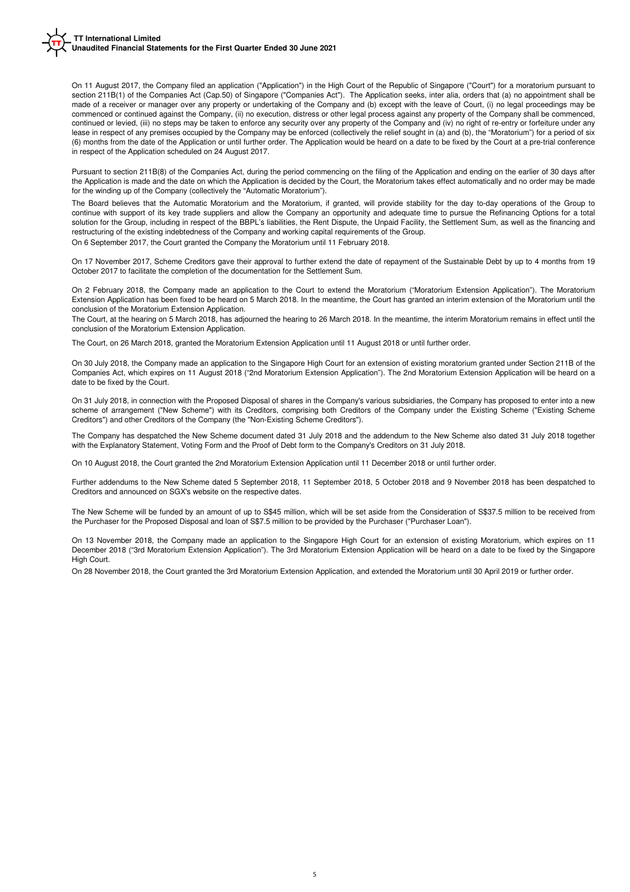On 11 August 2017, the Company filed an application ("Application") in the High Court of the Republic of Singapore ("Court") for a moratorium pursuant to section 211B(1) of the Companies Act (Cap.50) of Singapore ("Companies Act"). The Application seeks, inter alia, orders that (a) no appointment shall be made of a receiver or manager over any property or undertaking of the Company and (b) except with the leave of Court, (i) no legal proceedings may be commenced or continued against the Company, (ii) no execution, distress or other legal process against any property of the Company shall be commenced, continued or levied, (iii) no steps may be taken to enforce any security over any property of the Company and (iv) no right of re-entry or forfeiture under any lease in respect of any premises occupied by the Company may be enforced (collectively the relief sought in (a) and (b), the "Moratorium") for a period of six (6) months from the date of the Application or until further order. The Application would be heard on a date to be fixed by the Court at a pre-trial conference in respect of the Application scheduled on 24 August 2017.

Pursuant to section 211B(8) of the Companies Act, during the period commencing on the filing of the Application and ending on the earlier of 30 days after the Application is made and the date on which the Application is decided by the Court, the Moratorium takes effect automatically and no order may be made for the winding up of the Company (collectively the "Automatic Moratorium").

The Board believes that the Automatic Moratorium and the Moratorium, if granted, will provide stability for the day to-day operations of the Group to continue with support of its key trade suppliers and allow the Company an opportunity and adequate time to pursue the Refinancing Options for a total solution for the Group, including in respect of the BBPL's liabilities, the Rent Dispute, the Unpaid Facility, the Settlement Sum, as well as the financing and restructuring of the existing indebtedness of the Company and working capital requirements of the Group.

On 6 September 2017, the Court granted the Company the Moratorium until 11 February 2018.

On 17 November 2017, Scheme Creditors gave their approval to further extend the date of repayment of the Sustainable Debt by up to 4 months from 19 October 2017 to facilitate the completion of the documentation for the Settlement Sum.

On 2 February 2018, the Company made an application to the Court to extend the Moratorium ("Moratorium Extension Application"). The Moratorium Extension Application has been fixed to be heard on 5 March 2018. In the meantime, the Court has granted an interim extension of the Moratorium until the conclusion of the Moratorium Extension Application.

The Court, at the hearing on 5 March 2018, has adjourned the hearing to 26 March 2018. In the meantime, the interim Moratorium remains in effect until the conclusion of the Moratorium Extension Application.

The Court, on 26 March 2018, granted the Moratorium Extension Application until 11 August 2018 or until further order.

On 30 July 2018, the Company made an application to the Singapore High Court for an extension of existing moratorium granted under Section 211B of the Companies Act, which expires on 11 August 2018 ("2nd Moratorium Extension Application"). The 2nd Moratorium Extension Application will be heard on a date to be fixed by the Court.

On 31 July 2018, in connection with the Proposed Disposal of shares in the Company's various subsidiaries, the Company has proposed to enter into a new scheme of arrangement ("New Scheme") with its Creditors, comprising both Creditors of the Company under the Existing Scheme ("Existing Scheme Creditors") and other Creditors of the Company (the "Non-Existing Scheme Creditors").

The Company has despatched the New Scheme document dated 31 July 2018 and the addendum to the New Scheme also dated 31 July 2018 together with the Explanatory Statement, Voting Form and the Proof of Debt form to the Company's Creditors on 31 July 2018.

On 10 August 2018, the Court granted the 2nd Moratorium Extension Application until 11 December 2018 or until further order.

Further addendums to the New Scheme dated 5 September 2018, 11 September 2018, 5 October 2018 and 9 November 2018 has been despatched to Creditors and announced on SGX's website on the respective dates.

The New Scheme will be funded by an amount of up to S$45 million, which will be set aside from the Consideration of S$37.5 million to be received from the Purchaser for the Proposed Disposal and loan of S$7.5 million to be provided by the Purchaser ("Purchaser Loan").

On 13 November 2018, the Company made an application to the Singapore High Court for an extension of existing Moratorium, which expires on 11 December 2018 ("3rd Moratorium Extension Application"). The 3rd Moratorium Extension Application will be heard on a date to be fixed by the Singapore High Court.

On 28 November 2018, the Court granted the 3rd Moratorium Extension Application, and extended the Moratorium until 30 April 2019 or further order.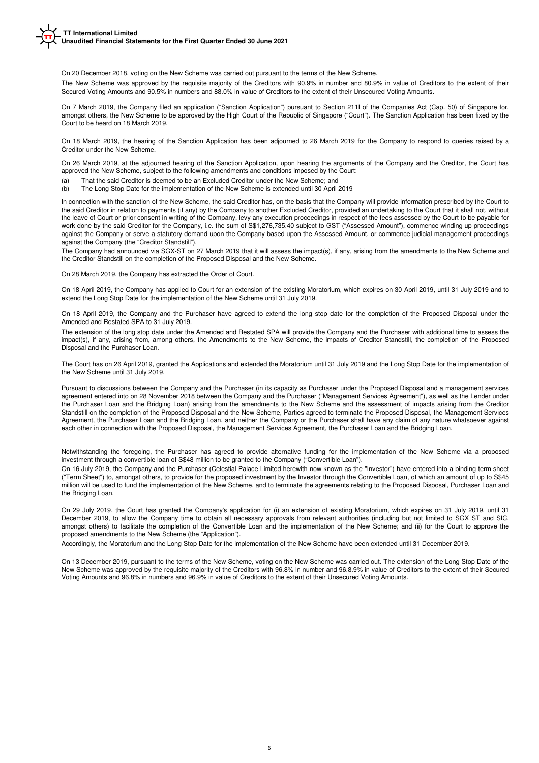On 20 December 2018, voting on the New Scheme was carried out pursuant to the terms of the New Scheme.

The New Scheme was approved by the requisite majority of the Creditors with 90.9% in number and 80.9% in value of Creditors to the extent of their Secured Voting Amounts and 90.5% in numbers and 88.0% in value of Creditors to the extent of their Unsecured Voting Amounts.

On 7 March 2019, the Company filed an application ("Sanction Application") pursuant to Section 211I of the Companies Act (Cap. 50) of Singapore for, amongst others, the New Scheme to be approved by the High Court of the Republic of Singapore ("Court"). The Sanction Application has been fixed by the Court to be heard on 18 March 2019.

On 18 March 2019, the hearing of the Sanction Application has been adjourned to 26 March 2019 for the Company to respond to queries raised by a Creditor under the New Scheme.

On 26 March 2019, at the adjourned hearing of the Sanction Application, upon hearing the arguments of the Company and the Creditor, the Court has approved the New Scheme, subject to the following amendments and conditions imposed by the Court:

(a) That the said Creditor is deemed to be an Excluded Creditor under the New Scheme; and

(b) The Long Stop Date for the implementation of the New Scheme is extended until 30 April 2019

In connection with the sanction of the New Scheme, the said Creditor has, on the basis that the Company will provide information prescribed by the Court to the said Creditor in relation to payments (if any) by the Company to another Excluded Creditor, provided an undertaking to the Court that it shall not, without the leave of Court or prior consent in writing of the Company, levy any execution proceedings in respect of the fees assessed by the Court to be payable for work done by the said Creditor for the Company, i.e. the sum of S$1,276,735.40 subject to GST ("Assessed Amount"), commence winding up proceedings against the Company or serve a statutory demand upon the Company based upon the Assessed Amount, or commence judicial management proceedings against the Company (the "Creditor Standstill").

The Company had announced via SGX-ST on 27 March 2019 that it will assess the impact(s), if any, arising from the amendments to the New Scheme and the Creditor Standstill on the completion of the Proposed Disposal and the New Scheme.

On 28 March 2019, the Company has extracted the Order of Court.

On 18 April 2019, the Company has applied to Court for an extension of the existing Moratorium, which expires on 30 April 2019, until 31 July 2019 and to extend the Long Stop Date for the implementation of the New Scheme until 31 July 2019.

On 18 April 2019, the Company and the Purchaser have agreed to extend the long stop date for the completion of the Proposed Disposal under the Amended and Restated SPA to 31 July 2019.

The extension of the long stop date under the Amended and Restated SPA will provide the Company and the Purchaser with additional time to assess the impact(s), if any, arising from, among others, the Amendments to the New Scheme, the impacts of Creditor Standstill, the completion of the Proposed Disposal and the Purchaser Loan.

The Court has on 26 April 2019, granted the Applications and extended the Moratorium until 31 July 2019 and the Long Stop Date for the implementation of the New Scheme until 31 July 2019.

Pursuant to discussions between the Company and the Purchaser (in its capacity as Purchaser under the Proposed Disposal and a management services agreement entered into on 28 November 2018 between the Company and the Purchaser ("Management Services Agreement"), as well as the Lender under the Purchaser Loan and the Bridging Loan) arising from the amendments to the New Scheme and the assessment of impacts arising from the Creditor Standstill on the completion of the Proposed Disposal and the New Scheme, Parties agreed to terminate the Proposed Disposal, the Management Services Agreement, the Purchaser Loan and the Bridging Loan, and neither the Company or the Purchaser shall have any claim of any nature whatsoever against each other in connection with the Proposed Disposal, the Management Services Agreement, the Purchaser Loan and the Bridging Loan.

Notwithstanding the foregoing, the Purchaser has agreed to provide alternative funding for the implementation of the New Scheme via a proposed investment through a convertible loan of S$48 million to be granted to the Company ("Convertible Loan").

On 16 July 2019, the Company and the Purchaser (Celestial Palace Limited herewith now known as the "Investor") have entered into a binding term sheet ("Term Sheet") to, amongst others, to provide for the proposed investment by the Investor through the Convertible Loan, of which an amount of up to S$45 million will be used to fund the implementation of the New Scheme, and to terminate the agreements relating to the Proposed Disposal, Purchaser Loan and the Bridging Loan.

On 29 July 2019, the Court has granted the Company's application for (i) an extension of existing Moratorium, which expires on 31 July 2019, until 31 December 2019, to allow the Company time to obtain all necessary approvals from relevant authorities (including but not limited to SGX ST and SIC, amongst others) to facilitate the completion of the Convertible Loan and the implementation of the New Scheme; and (ii) for the Court to approve the proposed amendments to the New Scheme (the "Application").

Accordingly, the Moratorium and the Long Stop Date for the implementation of the New Scheme have been extended until 31 December 2019.

On 13 December 2019, pursuant to the terms of the New Scheme, voting on the New Scheme was carried out. The extension of the Long Stop Date of the New Scheme was approved by the requisite majority of the Creditors with 96.8% in number and 96.8.9% in value of Creditors to the extent of their Secured Voting Amounts and 96.8% in numbers and 96.9% in value of Creditors to the extent of their Unsecured Voting Amounts.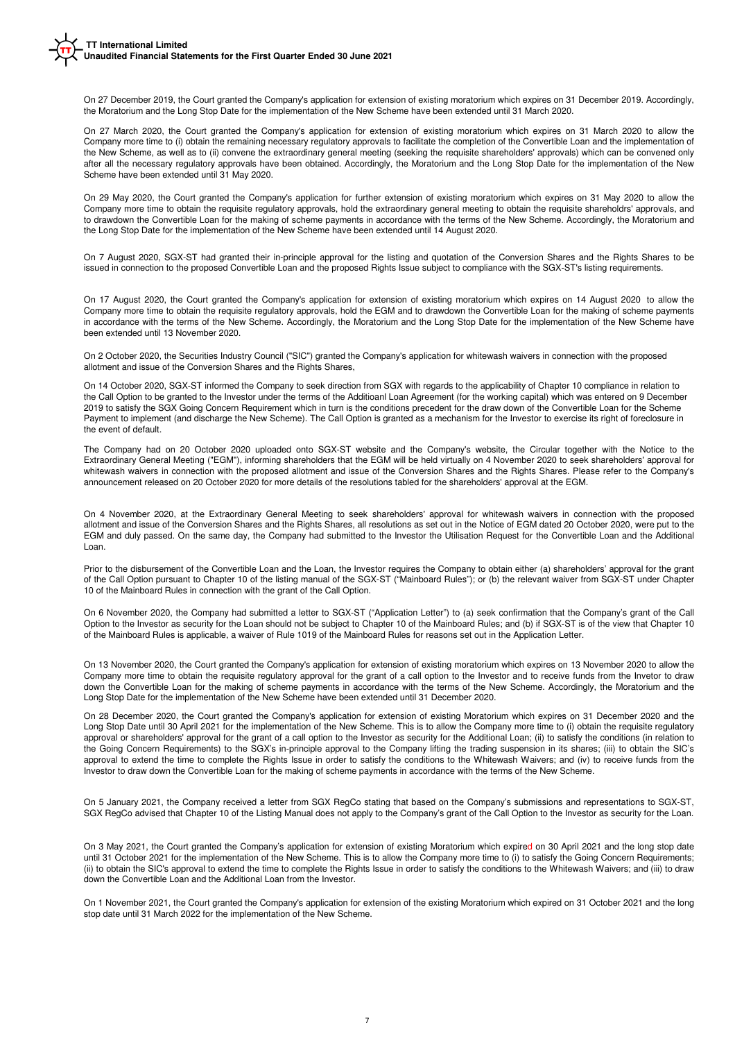On 27 December 2019, the Court granted the Company's application for extension of existing moratorium which expires on 31 December 2019. Accordingly, the Moratorium and the Long Stop Date for the implementation of the New Scheme have been extended until 31 March 2020.

On 27 March 2020, the Court granted the Company's application for extension of existing moratorium which expires on 31 March 2020 to allow the Company more time to (i) obtain the remaining necessary regulatory approvals to facilitate the completion of the Convertible Loan and the implementation of the New Scheme, as well as to (ii) convene the extraordinary general meeting (seeking the requisite shareholders' approvals) which can be convened only after all the necessary regulatory approvals have been obtained. Accordingly, the Moratorium and the Long Stop Date for the implementation of the New Scheme have been extended until 31 May 2020.

On 29 May 2020, the Court granted the Company's application for further extension of existing moratorium which expires on 31 May 2020 to allow the Company more time to obtain the requisite regulatory approvals, hold the extraordinary general meeting to obtain the requisite shareholdrs' approvals, and to drawdown the Convertible Loan for the making of scheme payments in accordance with the terms of the New Scheme. Accordingly, the Moratorium and the Long Stop Date for the implementation of the New Scheme have been extended until 14 August 2020.

On 7 August 2020, SGX-ST had granted their in-principle approval for the listing and quotation of the Conversion Shares and the Rights Shares to be issued in connection to the proposed Convertible Loan and the proposed Rights Issue subject to compliance with the SGX-ST's listing requirements.

On 17 August 2020, the Court granted the Company's application for extension of existing moratorium which expires on 14 August 2020 to allow the Company more time to obtain the requisite regulatory approvals, hold the EGM and to drawdown the Convertible Loan for the making of scheme payments in accordance with the terms of the New Scheme. Accordingly, the Moratorium and the Long Stop Date for the implementation of the New Scheme have been extended until 13 November 2020.

On 2 October 2020, the Securities Industry Council ("SIC") granted the Company's application for whitewash waivers in connection with the proposed allotment and issue of the Conversion Shares and the Rights Shares,

On 14 October 2020, SGX-ST informed the Company to seek direction from SGX with regards to the applicability of Chapter 10 compliance in relation to the Call Option to be granted to the Investor under the terms of the Additioanl Loan Agreement (for the working capital) which was entered on 9 December 2019 to satisfy the SGX Going Concern Requirement which in turn is the conditions precedent for the draw down of the Convertible Loan for the Scheme Payment to implement (and discharge the New Scheme). The Call Option is granted as a mechanism for the Investor to exercise its right of foreclosure in the event of default.

The Company had on 20 October 2020 uploaded onto SGX-ST website and the Company's website, the Circular together with the Notice to the Extraordinary General Meeting ("EGM"), informing shareholders that the EGM will be held virtually on 4 November 2020 to seek shareholders' approval for whitewash waivers in connection with the proposed allotment and issue of the Conversion Shares and the Rights Shares. Please refer to the Company's announcement released on 20 October 2020 for more details of the resolutions tabled for the shareholders' approval at the EGM.

On 4 November 2020, at the Extraordinary General Meeting to seek shareholders' approval for whitewash waivers in connection with the proposed allotment and issue of the Conversion Shares and the Rights Shares, all resolutions as set out in the Notice of EGM dated 20 October 2020, were put to the EGM and duly passed. On the same day, the Company had submitted to the Investor the Utilisation Request for the Convertible Loan and the Additional Loan.

Prior to the disbursement of the Convertible Loan and the Loan, the Investor requires the Company to obtain either (a) shareholders' approval for the grant of the Call Option pursuant to Chapter 10 of the listing manual of the SGX-ST ("Mainboard Rules"); or (b) the relevant waiver from SGX-ST under Chapter 10 of the Mainboard Rules in connection with the grant of the Call Option.

On 6 November 2020, the Company had submitted a letter to SGX-ST ("Application Letter") to (a) seek confirmation that the Company's grant of the Call Option to the Investor as security for the Loan should not be subject to Chapter 10 of the Mainboard Rules; and (b) if SGX-ST is of the view that Chapter 10 of the Mainboard Rules is applicable, a waiver of Rule 1019 of the Mainboard Rules for reasons set out in the Application Letter.

On 13 November 2020, the Court granted the Company's application for extension of existing moratorium which expires on 13 November 2020 to allow the Company more time to obtain the requisite regulatory approval for the grant of a call option to the Investor and to receive funds from the Invetor to draw down the Convertible Loan for the making of scheme payments in accordance with the terms of the New Scheme. Accordingly, the Moratorium and the Long Stop Date for the implementation of the New Scheme have been extended until 31 December 2020.

On 28 December 2020, the Court granted the Company's application for extension of existing Moratorium which expires on 31 December 2020 and the Long Stop Date until 30 April 2021 for the implementation of the New Scheme. This is to allow the Company more time to (i) obtain the requisite regulatory approval or shareholders' approval for the grant of a call option to the Investor as security for the Additional Loan; (ii) to satisfy the conditions (in relation to the Going Concern Requirements) to the SGX's in-principle approval to the Company lifting the trading suspension in its shares; (iii) to obtain the SIC's approval to extend the time to complete the Rights Issue in order to satisfy the conditions to the Whitewash Waivers; and (iv) to receive funds from the Investor to draw down the Convertible Loan for the making of scheme payments in accordance with the terms of the New Scheme.

On 5 January 2021, the Company received a letter from SGX RegCo stating that based on the Company's submissions and representations to SGX-ST, SGX RegCo advised that Chapter 10 of the Listing Manual does not apply to the Company's grant of the Call Option to the Investor as security for the Loan.

On 3 May 2021, the Court granted the Company's application for extension of existing Moratorium which expired on 30 April 2021 and the long stop date until 31 October 2021 for the implementation of the New Scheme. This is to allow the Company more time to (i) to satisfy the Going Concern Requirements; (ii) to obtain the SIC's approval to extend the time to complete the Rights Issue in order to satisfy the conditions to the Whitewash Waivers; and (iii) to draw down the Convertible Loan and the Additional Loan from the Investor.

On 1 November 2021, the Court granted the Company's application for extension of the existing Moratorium which expired on 31 October 2021 and the long stop date until 31 March 2022 for the implementation of the New Scheme.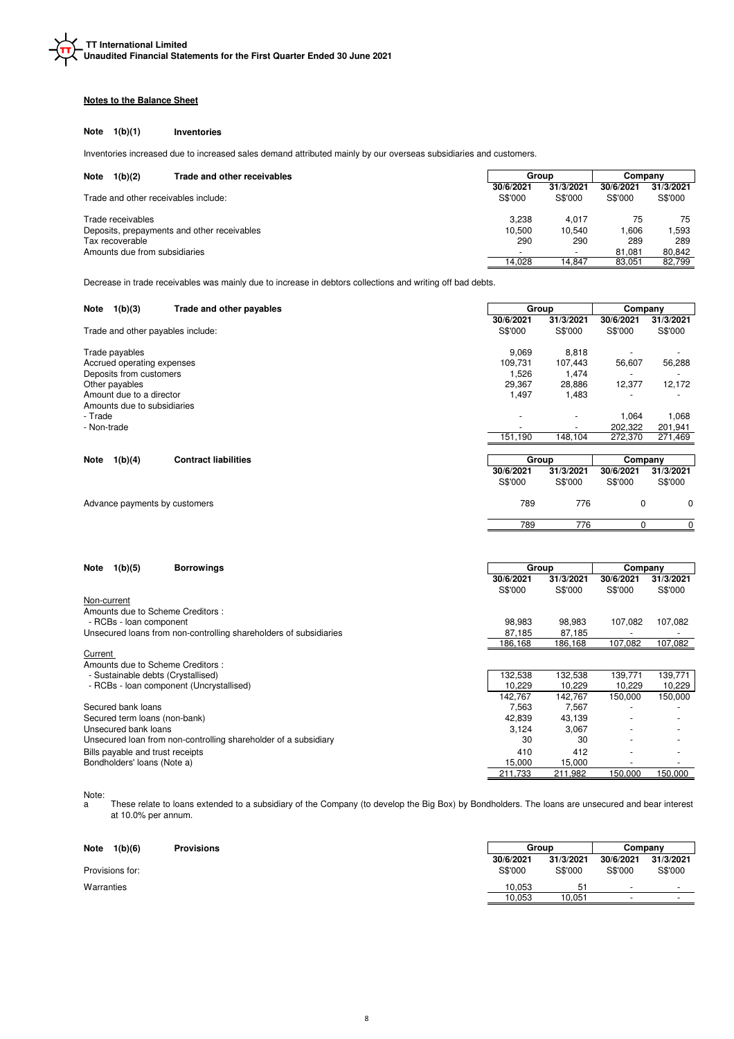## Notes to the Balance Sheet

### Note 1(b)(1) Inventories

Inventories increased due to increased sales demand attributed mainly by our overseas subsidiaries and customers.

### Note 1(b)(2) Trade and other receivables

| | Group | | Company | |
|---|---|---|---|---|
| | 30/6/2021 | 31/3/2021 | 30/6/2021 | 31/3/2021 |
| Trade and other receivables include: | S$'000 | S$'000 | S$'000 | S$'000 |
| Trade receivables | 3,238 | 4,017 | 75 | 75 |
| Deposits, prepayments and other receivables | 10,500 | 10,540 | 1,606 | 1,593 |
| Tax recoverable | 290 | 290 | 289 | 289 |
| Amounts due from subsidiaries | - | - | 81,081 | 80,842 |
| | 14,028 | 14,847 | 83,051 | 82,799 |

Decrease in trade receivables was mainly due to increase in debtors collections and writing off bad debts.

### Note 1(b)(3) Trade and other payables

| | Group | | Company | |
|---|---|---|---|---|
| | 30/6/2021 | 31/3/2021 | 30/6/2021 | 31/3/2021 |
| Trade and other payables include: | S$'000 | S$'000 | S$'000 | S$'000 |
| Trade payables | 9,069 | 8,818 | - | - |
| Accrued operating expenses | 109,731 | 107,443 | 56,607 | 56,288 |
| Deposits from customers | 1,526 | 1,474 | - | - |
| Other payables | 29,367 | 28,886 | 12,377 | 12,172 |
| Amount due to a director | 1,497 | 1,483 | - | - |
| Amounts due to subsidiaries | | | | |
| - Trade | - | - | 1,064 | 1,068 |
| - Non-trade | - | - | 202,322 | 201,941 |
| | 151,190 | 148,104 | 272,370 | 271,469 |

### Note 1(b)(4) Contract liabilities

| | Group | | Company | |
|---|---|---|---|---|
| | 30/6/2021 | 31/3/2021 | 30/6/2021 | 31/3/2021 |
| | S$'000 | S$'000 | S$'000 | S$'000 |
| Advance payments by customers | 789 | 776 | 0 | 0 |
| | 789 | 776 | 0 | 0 |

### Note 1(b)(5) Borrowings

| | Group | | Company | |
|---|---|---|---|---|
| | 30/6/2021 | 31/3/2021 | 30/6/2021 | 31/3/2021 |
| | S$'000 | S$'000 | S$'000 | S$'000 |
| Non-current | | | | |
| Amounts due to Scheme Creditors : | | | | |
| - RCBs - loan component | 98,983 | 98,983 | 107,082 | 107,082 |
| Unsecured loans from non-controlling shareholders of subsidiaries | 87,185 | 87,185 | - | - |
| | 186,168 | 186,168 | 107,082 | 107,082 |
| Current | | | | |
| Amounts due to Scheme Creditors : | | | | |
| - Sustainable debts (Crystallised) | 132,538 | 132,538 | 139,771 | 139,771 |
| - RCBs - loan component (Uncrystallised) | 10,229 | 10,229 | 10,229 | 10,229 |
| | 142,767 | 142,767 | 150,000 | 150,000 |
| Secured bank loans | 7,563 | 7,567 | - | - |
| Secured term loans (non-bank) | 42,839 | 43,139 | - | - |
| Unsecured bank loans | 3,124 | 3,067 | - | - |
| Unsecured loan from non-controlling shareholder of a subsidiary | 30 | 30 | - | - |
| Bills payable and trust receipts | 410 | 412 | - | - |
| Bondholders' loans (Note a) | 15,000 | 15,000 | - | - |
| | 211,733 | 211,982 | 150,000 | 150,000 |

Note:

a These relate to loans extended to a subsidiary of the Company (to develop the Big Box) by Bondholders. The loans are unsecured and bear interest at 10.0% per annum.

### Note 1(b)(6) Provisions

| | Group | | Company | |
|---|---|---|---|---|
| | 30/6/2021 | 31/3/2021 | 30/6/2021 | 31/3/2021 |
| Provisions for: | S$'000 | S$'000 | S$'000 | S$'000 |
| Warranties | 10,053 | 51 | - | - |
| | 10,053 | 10,051 | - | - |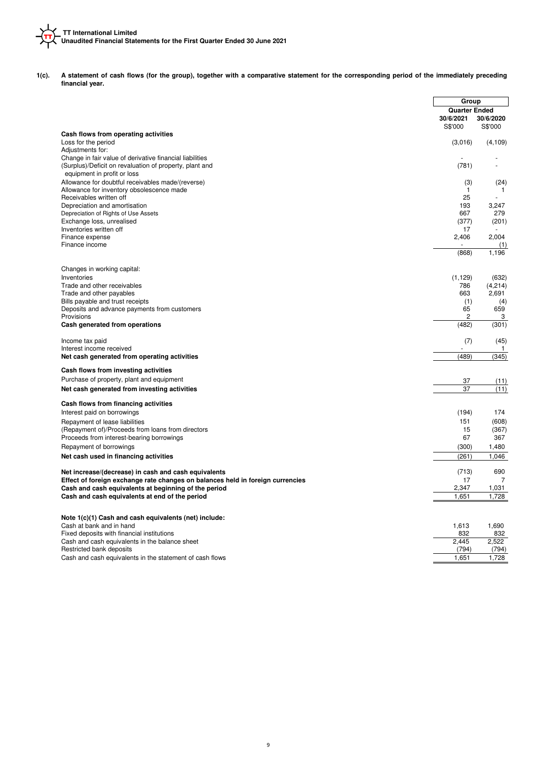**1(c). A statement of cash flows (for the group), together with a comparative statement for the corresponding period of the immediately preceding financial year.**

| | Group | |
|---|---|---|
| | **Quarter Ended** | |
| | **30/6/2021** | **30/6/2020** |
| | S$'000 | S$'000 |
| **Cash flows from operating activities** | | |
| Loss for the period | (3,016) | (4,109) |
| Adjustments for: | | |
| Change in fair value of derivative financial liabilities | - | - |
| (Surplus)/Deficit on revaluation of property, plant and equipment in profit or loss | (781) | - |
| Allowance for doubtful receivables made/(reverse) | (3) | (24) |
| Allowance for inventory obsolescence made | 1 | 1 |
| Receivables written off | 25 | - |
| Depreciation and amortisation | 193 | 3,247 |
| Depreciation of Rights of Use Assets | 667 | 279 |
| Exchange loss, unrealised | (377) | (201) |
| Inventories written off | 17 | - |
| Finance expense | 2,406 | 2,004 |
| Finance income | - | (1) |
| | (868) | 1,196 |
| Changes in working capital: | | |
| Inventories | (1,129) | (632) |
| Trade and other receivables | 786 | (4,214) |
| Trade and other payables | 663 | 2,691 |
| Bills payable and trust receipts | (1) | (4) |
| Deposits and advance payments from customers | 65 | 659 |
| Provisions | 2 | 3 |
| **Cash generated from operations** | (482) | (301) |
| Income tax paid | (7) | (45) |
| Interest income received | - | 1 |
| **Net cash generated from operating activities** | (489) | (345) |
| **Cash flows from investing activities** | | |
| Purchase of property, plant and equipment | 37 | (11) |
| **Net cash generated from investing activities** | 37 | (11) |
| **Cash flows from financing activities** | | |
| Interest paid on borrowings | (194) | 174 |
| Repayment of lease liabilities | 151 | (608) |
| (Repayment of)/Proceeds from loans from directors | 15 | (367) |
| Proceeds from interest-bearing borrowings | 67 | 367 |
| Repayment of borrowings | (300) | 1,480 |
| **Net cash used in financing activities** | (261) | 1,046 |
| **Net increase/(decrease) in cash and cash equivalents** | (713) | 690 |
| **Effect of foreign exchange rate changes on balances held in foreign currencies** | 17 | 7 |
| **Cash and cash equivalents at beginning of the period** | 2,347 | 1,031 |
| **Cash and cash equivalents at end of the period** | 1,651 | 1,728 |

**Note 1(c)(1) Cash and cash equivalents (net) include:**

| | 30/6/2021 | 30/6/2020 |
|---|---|---|
| Cash at bank and in hand | 1,613 | 1,690 |
| Fixed deposits with financial institutions | 832 | 832 |
| Cash and cash equivalents in the balance sheet | 2,445 | 2,522 |
| Restricted bank deposits | (794) | (794) |
| Cash and cash equivalents in the statement of cash flows | 1,651 | 1,728 |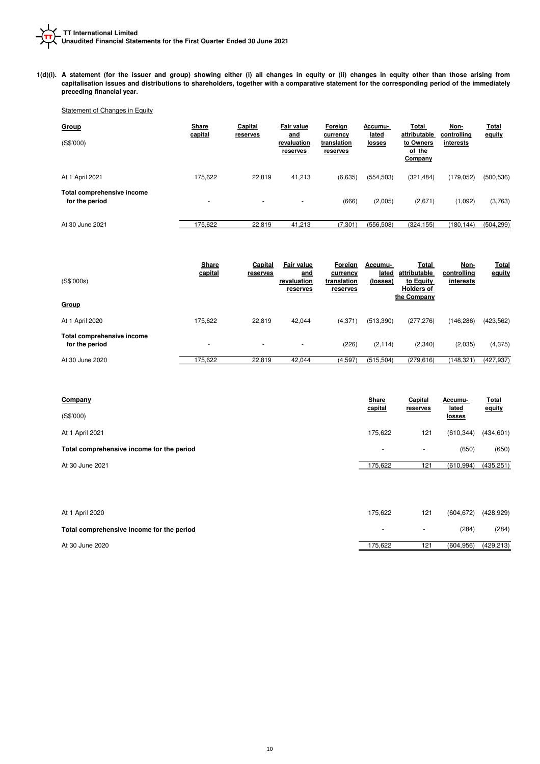**1(d)(i). A statement (for the issuer and group) showing either (i) all changes in equity or (ii) changes in equity other than those arising from capitalisation issues and distributions to shareholders, together with a comparative statement for the corresponding period of the immediately preceding financial year.**

Statement of Changes in Equity

| **Group** (S$'000) | **Share capital** | **Capital reserves** | **Fair value and revaluation reserves** | **Foreign currency translation reserves** | **Accumu-lated losses** | **Total attributable to Owners of the Company** | **Non-controlling interests** | **Total equity** |
|---|---|---|---|---|---|---|---|---|
| At 1 April 2021 | 175,622 | 22,819 | 41,213 | (6,635) | (554,503) | (321,484) | (179,052) | (500,536) |
| **Total comprehensive income for the period** | - | - | - | (666) | (2,005) | (2,671) | (1,092) | (3,763) |
| At 30 June 2021 | 175,622 | 22,819 | 41,213 | (7,301) | (556,508) | (324,155) | (180,144) | (504,299) |

| (S$'000s) **Group** | **Share capital** | **Capital reserves** | **Fair value and revaluation reserves** | **Foreign currency translation reserves** | **Accumu-lated (losses)** | **Total attributable to Equity Holders of the Company** | **Non-controlling interests** | **Total equity** |
|---|---|---|---|---|---|---|---|---|
| At 1 April 2020 | 175,622 | 22,819 | 42,044 | (4,371) | (513,390) | (277,276) | (146,286) | (423,562) |
| **Total comprehensive income for the period** | - | - | - | (226) | (2,114) | (2,340) | (2,035) | (4,375) |
| At 30 June 2020 | 175,622 | 22,819 | 42,044 | (4,597) | (515,504) | (279,616) | (148,321) | (427,937) |

| **Company** (S$'000) | **Share capital** | **Capital reserves** | **Accumu-lated losses** | **Total equity** |
|---|---|---|---|---|
| At 1 April 2021 | 175,622 | 121 | (610,344) | (434,601) |
| **Total comprehensive income for the period** | - | - | (650) | (650) |
| At 30 June 2021 | 175,622 | 121 | (610,994) | (435,251) |
| | | | | |
| At 1 April 2020 | 175,622 | 121 | (604,672) | (428,929) |
| **Total comprehensive income for the period** | - | - | (284) | (284) |
| At 30 June 2020 | 175,622 | 121 | (604,956) | (429,213) |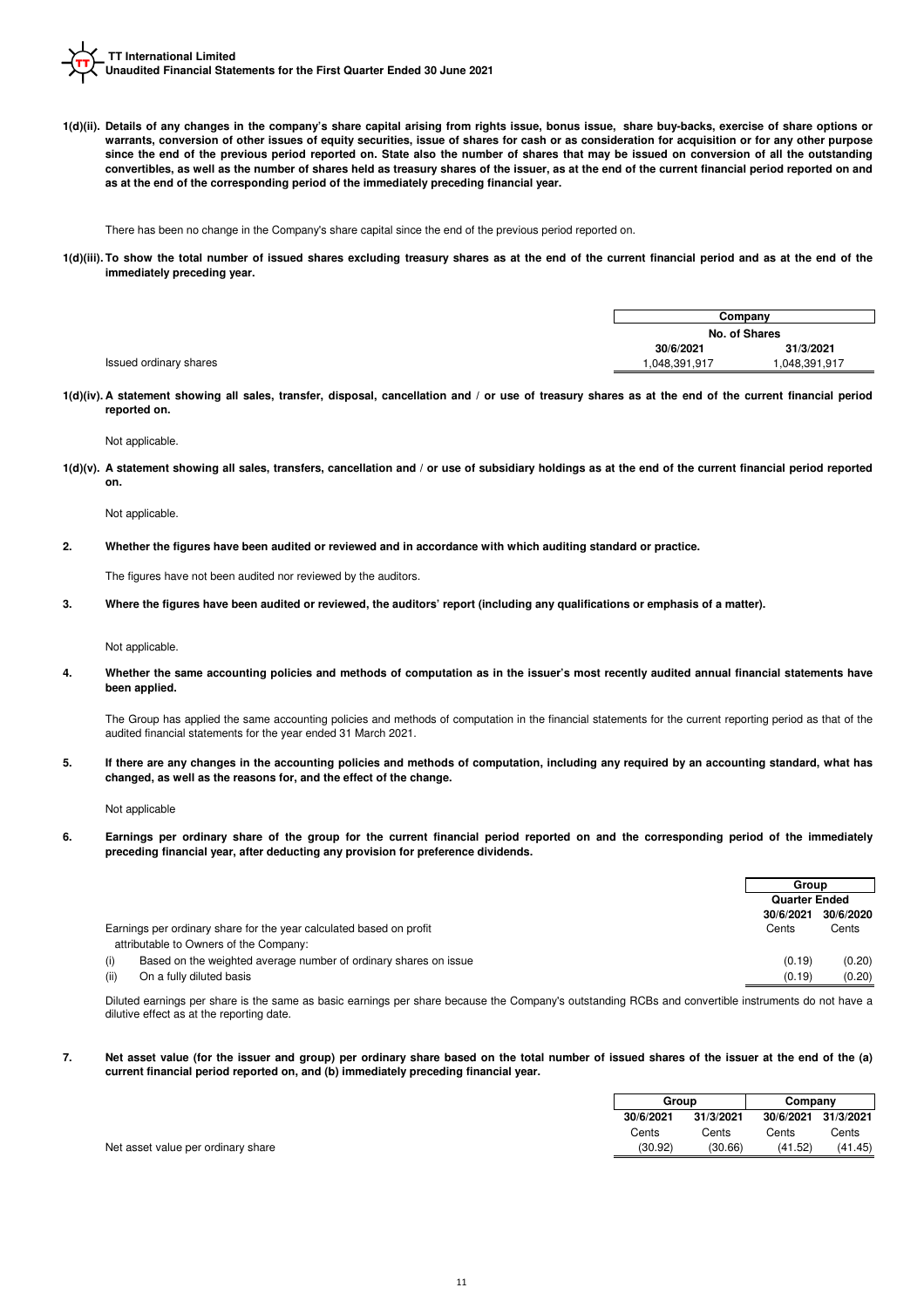**1(d)(ii). Details of any changes in the company's share capital arising from rights issue, bonus issue, share buy-backs, exercise of share options or warrants, conversion of other issues of equity securities, issue of shares for cash or as consideration for acquisition or for any other purpose since the end of the previous period reported on. State also the number of shares that may be issued on conversion of all the outstanding convertibles, as well as the number of shares held as treasury shares of the issuer, as at the end of the current financial period reported on and as at the end of the corresponding period of the immediately preceding financial year.**

There has been no change in the Company's share capital since the end of the previous period reported on.

**1(d)(iii). To show the total number of issued shares excluding treasury shares as at the end of the current financial period and as at the end of the immediately preceding year.**

| | Company | |
|---|---|---|
| | No. of Shares | |
| | 30/6/2021 | 31/3/2021 |
| Issued ordinary shares | 1,048,391,917 | 1,048,391,917 |

**1(d)(iv). A statement showing all sales, transfer, disposal, cancellation and / or use of treasury shares as at the end of the current financial period reported on.**

Not applicable.

**1(d)(v). A statement showing all sales, transfers, cancellation and / or use of subsidiary holdings as at the end of the current financial period reported on.**

Not applicable.

**2. Whether the figures have been audited or reviewed and in accordance with which auditing standard or practice.**

The figures have not been audited nor reviewed by the auditors.

**3. Where the figures have been audited or reviewed, the auditors' report (including any qualifications or emphasis of a matter).**

Not applicable.

**4. Whether the same accounting policies and methods of computation as in the issuer's most recently audited annual financial statements have been applied.**

The Group has applied the same accounting policies and methods of computation in the financial statements for the current reporting period as that of the audited financial statements for the year ended 31 March 2021.

**5. If there are any changes in the accounting policies and methods of computation, including any required by an accounting standard, what has changed, as well as the reasons for, and the effect of the change.**

Not applicable

**6. Earnings per ordinary share of the group for the current financial period reported on and the corresponding period of the immediately preceding financial year, after deducting any provision for preference dividends.**

| | Group | |
|---|---|---|
| | Quarter Ended | |
| | 30/6/2021 | 30/6/2020 |
| Earnings per ordinary share for the year calculated based on profit attributable to Owners of the Company: | Cents | Cents |
| (i) Based on the weighted average number of ordinary shares on issue | (0.19) | (0.20) |
| (ii) On a fully diluted basis | (0.19) | (0.20) |

Diluted earnings per share is the same as basic earnings per share because the Company's outstanding RCBs and convertible instruments do not have a dilutive effect as at the reporting date.

**7. Net asset value (for the issuer and group) per ordinary share based on the total number of issued shares of the issuer at the end of the (a) current financial period reported on, and (b) immediately preceding financial year.**

| | Group | | Company | |
|---|---|---|---|---|
| | 30/6/2021 | 31/3/2021 | 30/6/2021 | 31/3/2021 |
| | Cents | Cents | Cents | Cents |
| Net asset value per ordinary share | (30.92) | (30.66) | (41.52) | (41.45) |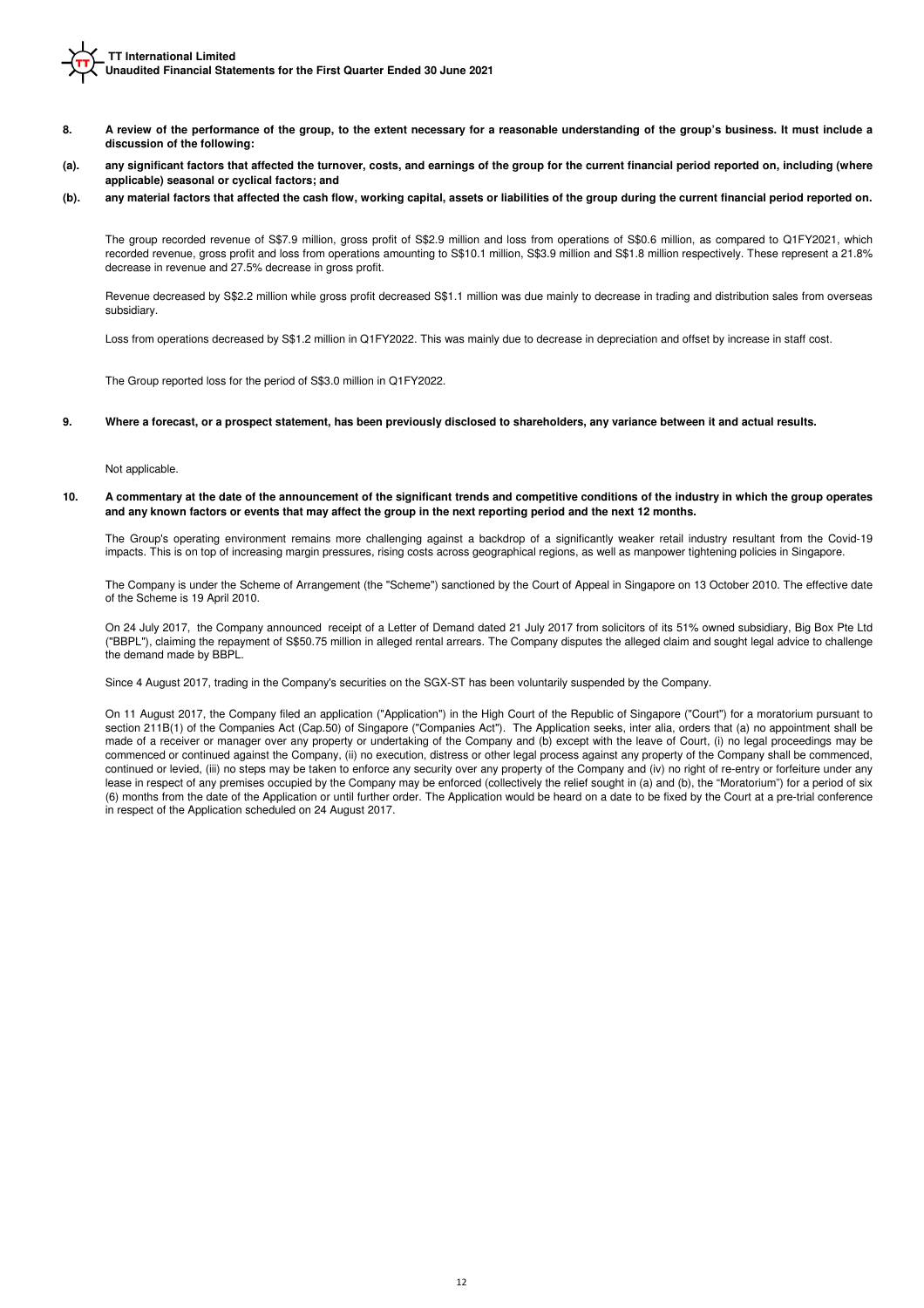**8. A review of the performance of the group, to the extent necessary for a reasonable understanding of the group's business. It must include a discussion of the following:**

**(a). any significant factors that affected the turnover, costs, and earnings of the group for the current financial period reported on, including (where applicable) seasonal or cyclical factors; and**

**(b). any material factors that affected the cash flow, working capital, assets or liabilities of the group during the current financial period reported on.**

The group recorded revenue of S$7.9 million, gross profit of S$2.9 million and loss from operations of S$0.6 million, as compared to Q1FY2021, which recorded revenue, gross profit and loss from operations amounting to S$10.1 million, S$3.9 million and S$1.8 million respectively. These represent a 21.8% decrease in revenue and 27.5% decrease in gross profit.

Revenue decreased by S$2.2 million while gross profit decreased S$1.1 million was due mainly to decrease in trading and distribution sales from overseas subsidiary.

Loss from operations decreased by S$1.2 million in Q1FY2022. This was mainly due to decrease in depreciation and offset by increase in staff cost.

The Group reported loss for the period of S$3.0 million in Q1FY2022.

**9. Where a forecast, or a prospect statement, has been previously disclosed to shareholders, any variance between it and actual results.**

Not applicable.

**10. A commentary at the date of the announcement of the significant trends and competitive conditions of the industry in which the group operates and any known factors or events that may affect the group in the next reporting period and the next 12 months.**

The Group's operating environment remains more challenging against a backdrop of a significantly weaker retail industry resultant from the Covid-19 impacts. This is on top of increasing margin pressures, rising costs across geographical regions, as well as manpower tightening policies in Singapore.

The Company is under the Scheme of Arrangement (the "Scheme") sanctioned by the Court of Appeal in Singapore on 13 October 2010. The effective date of the Scheme is 19 April 2010.

On 24 July 2017, the Company announced receipt of a Letter of Demand dated 21 July 2017 from solicitors of its 51% owned subsidiary, Big Box Pte Ltd ("BBPL"), claiming the repayment of S$50.75 million in alleged rental arrears. The Company disputes the alleged claim and sought legal advice to challenge the demand made by BBPL.

Since 4 August 2017, trading in the Company's securities on the SGX-ST has been voluntarily suspended by the Company.

On 11 August 2017, the Company filed an application ("Application") in the High Court of the Republic of Singapore ("Court") for a moratorium pursuant to section 211B(1) of the Companies Act (Cap.50) of Singapore ("Companies Act"). The Application seeks, inter alia, orders that (a) no appointment shall be made of a receiver or manager over any property or undertaking of the Company and (b) except with the leave of Court, (i) no legal proceedings may be commenced or continued against the Company, (ii) no execution, distress or other legal process against any property of the Company shall be commenced, continued or levied, (iii) no steps may be taken to enforce any security over any property of the Company and (iv) no right of re-entry or forfeiture under any lease in respect of any premises occupied by the Company may be enforced (collectively the relief sought in (a) and (b), the "Moratorium") for a period of six (6) months from the date of the Application or until further order. The Application would be heard on a date to be fixed by the Court at a pre-trial conference in respect of the Application scheduled on 24 August 2017.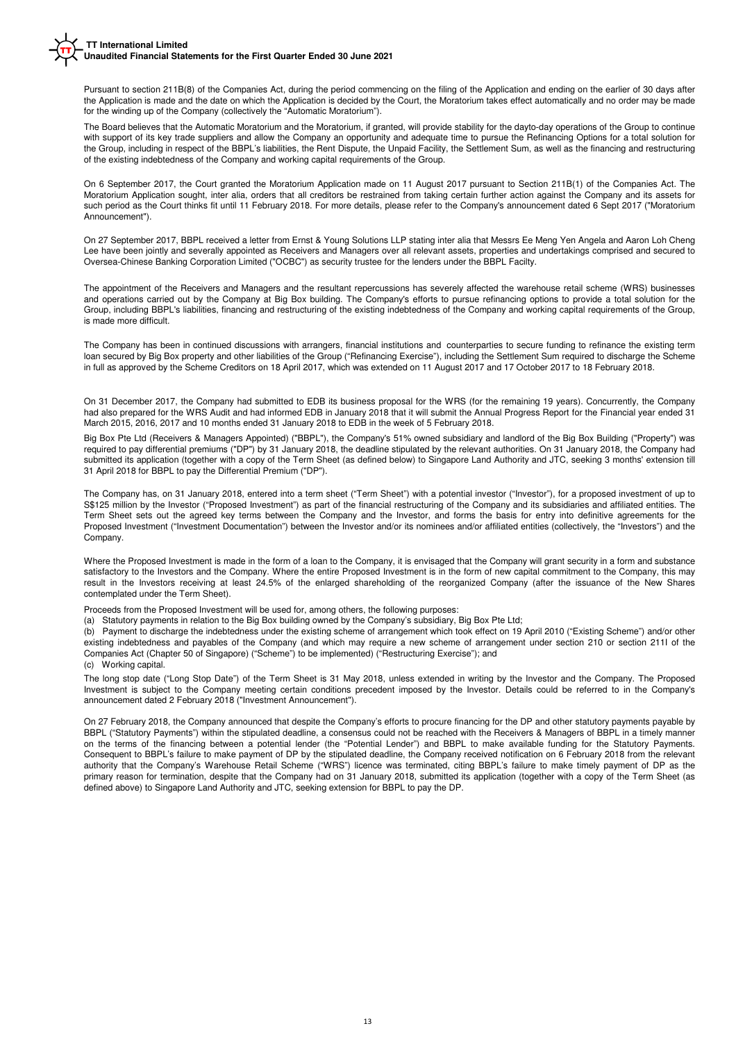Pursuant to section 211B(8) of the Companies Act, during the period commencing on the filing of the Application and ending on the earlier of 30 days after the Application is made and the date on which the Application is decided by the Court, the Moratorium takes effect automatically and no order may be made for the winding up of the Company (collectively the "Automatic Moratorium").

The Board believes that the Automatic Moratorium and the Moratorium, if granted, will provide stability for the dayto-day operations of the Group to continue with support of its key trade suppliers and allow the Company an opportunity and adequate time to pursue the Refinancing Options for a total solution for the Group, including in respect of the BBPL's liabilities, the Rent Dispute, the Unpaid Facility, the Settlement Sum, as well as the financing and restructuring of the existing indebtedness of the Company and working capital requirements of the Group.

On 6 September 2017, the Court granted the Moratorium Application made on 11 August 2017 pursuant to Section 211B(1) of the Companies Act. The Moratorium Application sought, inter alia, orders that all creditors be restrained from taking certain further action against the Company and its assets for such period as the Court thinks fit until 11 February 2018. For more details, please refer to the Company's announcement dated 6 Sept 2017 ("Moratorium Announcement").

On 27 September 2017, BBPL received a letter from Ernst & Young Solutions LLP stating inter alia that Messrs Ee Meng Yen Angela and Aaron Loh Cheng Lee have been jointly and severally appointed as Receivers and Managers over all relevant assets, properties and undertakings comprised and secured to Oversea-Chinese Banking Corporation Limited ("OCBC") as security trustee for the lenders under the BBPL Facilty.

The appointment of the Receivers and Managers and the resultant repercussions has severely affected the warehouse retail scheme (WRS) businesses and operations carried out by the Company at Big Box building. The Company's efforts to pursue refinancing options to provide a total solution for the Group, including BBPL's liabilities, financing and restructuring of the existing indebtedness of the Company and working capital requirements of the Group, is made more difficult.

The Company has been in continued discussions with arrangers, financial institutions and counterparties to secure funding to refinance the existing term loan secured by Big Box property and other liabilities of the Group ("Refinancing Exercise"), including the Settlement Sum required to discharge the Scheme in full as approved by the Scheme Creditors on 18 April 2017, which was extended on 11 August 2017 and 17 October 2017 to 18 February 2018.

On 31 December 2017, the Company had submitted to EDB its business proposal for the WRS (for the remaining 19 years). Concurrently, the Company had also prepared for the WRS Audit and had informed EDB in January 2018 that it will submit the Annual Progress Report for the Financial year ended 31 March 2015, 2016, 2017 and 10 months ended 31 January 2018 to EDB in the week of 5 February 2018.

Big Box Pte Ltd (Receivers & Managers Appointed) ("BBPL"), the Company's 51% owned subsidiary and landlord of the Big Box Building ("Property") was required to pay differential premiums ("DP") by 31 January 2018, the deadline stipulated by the relevant authorities. On 31 January 2018, the Company had submitted its application (together with a copy of the Term Sheet (as defined below) to Singapore Land Authority and JTC, seeking 3 months' extension till 31 April 2018 for BBPL to pay the Differential Premium ("DP").

The Company has, on 31 January 2018, entered into a term sheet ("Term Sheet") with a potential investor ("Investor"), for a proposed investment of up to S$125 million by the Investor ("Proposed Investment") as part of the financial restructuring of the Company and its subsidiaries and affiliated entities. The Term Sheet sets out the agreed key terms between the Company and the Investor, and forms the basis for entry into definitive agreements for the Proposed Investment ("Investment Documentation") between the Investor and/or its nominees and/or affiliated entities (collectively, the "Investors") and the Company.

Where the Proposed Investment is made in the form of a loan to the Company, it is envisaged that the Company will grant security in a form and substance satisfactory to the Investors and the Company. Where the entire Proposed Investment is in the form of new capital commitment to the Company, this may result in the Investors receiving at least 24.5% of the enlarged shareholding of the reorganized Company (after the issuance of the New Shares contemplated under the Term Sheet).

Proceeds from the Proposed Investment will be used for, among others, the following purposes:

(a) Statutory payments in relation to the Big Box building owned by the Company's subsidiary, Big Box Pte Ltd;

(b) Payment to discharge the indebtedness under the existing scheme of arrangement which took effect on 19 April 2010 ("Existing Scheme") and/or other existing indebtedness and payables of the Company (and which may require a new scheme of arrangement under section 210 or section 211I of the Companies Act (Chapter 50 of Singapore) ("Scheme") to be implemented) ("Restructuring Exercise"); and

(c) Working capital.

The long stop date ("Long Stop Date") of the Term Sheet is 31 May 2018, unless extended in writing by the Investor and the Company. The Proposed Investment is subject to the Company meeting certain conditions precedent imposed by the Investor. Details could be referred to in the Company's announcement dated 2 February 2018 ("Investment Announcement").

On 27 February 2018, the Company announced that despite the Company's efforts to procure financing for the DP and other statutory payments payable by BBPL ("Statutory Payments") within the stipulated deadline, a consensus could not be reached with the Receivers & Managers of BBPL in a timely manner on the terms of the financing between a potential lender (the "Potential Lender") and BBPL to make available funding for the Statutory Payments. Consequent to BBPL's failure to make payment of DP by the stipulated deadline, the Company received notification on 6 February 2018 from the relevant authority that the Company's Warehouse Retail Scheme ("WRS") licence was terminated, citing BBPL's failure to make timely payment of DP as the primary reason for termination, despite that the Company had on 31 January 2018, submitted its application (together with a copy of the Term Sheet (as defined above) to Singapore Land Authority and JTC, seeking extension for BBPL to pay the DP.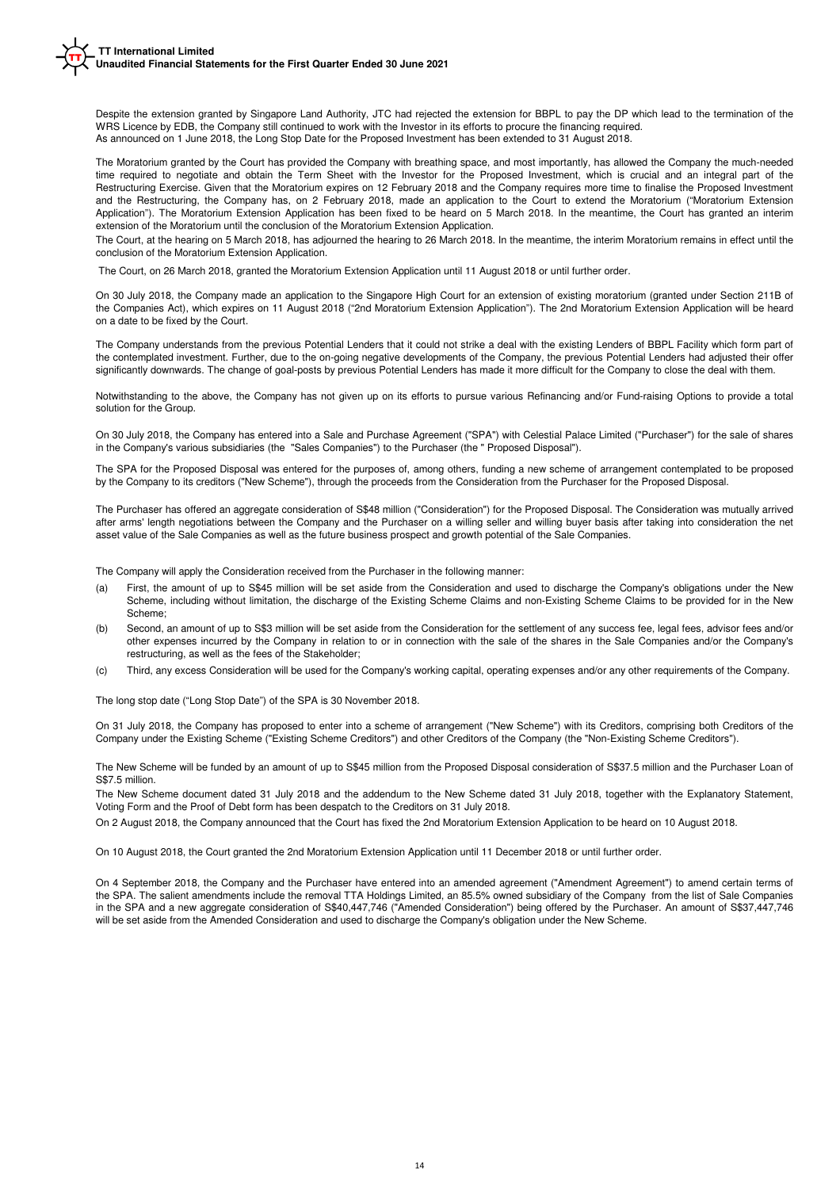Despite the extension granted by Singapore Land Authority, JTC had rejected the extension for BBPL to pay the DP which lead to the termination of the WRS Licence by EDB, the Company still continued to work with the Investor in its efforts to procure the financing required.
As announced on 1 June 2018, the Long Stop Date for the Proposed Investment has been extended to 31 August 2018.

The Moratorium granted by the Court has provided the Company with breathing space, and most importantly, has allowed the Company the much-needed time required to negotiate and obtain the Term Sheet with the Investor for the Proposed Investment, which is crucial and an integral part of the Restructuring Exercise. Given that the Moratorium expires on 12 February 2018 and the Company requires more time to finalise the Proposed Investment and the Restructuring, the Company has, on 2 February 2018, made an application to the Court to extend the Moratorium ("Moratorium Extension Application"). The Moratorium Extension Application has been fixed to be heard on 5 March 2018. In the meantime, the Court has granted an interim extension of the Moratorium until the conclusion of the Moratorium Extension Application.
The Court, at the hearing on 5 March 2018, has adjourned the hearing to 26 March 2018. In the meantime, the interim Moratorium remains in effect until the conclusion of the Moratorium Extension Application.

The Court, on 26 March 2018, granted the Moratorium Extension Application until 11 August 2018 or until further order.

On 30 July 2018, the Company made an application to the Singapore High Court for an extension of existing moratorium (granted under Section 211B of the Companies Act), which expires on 11 August 2018 ("2nd Moratorium Extension Application"). The 2nd Moratorium Extension Application will be heard on a date to be fixed by the Court.

The Company understands from the previous Potential Lenders that it could not strike a deal with the existing Lenders of BBPL Facility which form part of the contemplated investment. Further, due to the on-going negative developments of the Company, the previous Potential Lenders had adjusted their offer significantly downwards. The change of goal-posts by previous Potential Lenders has made it more difficult for the Company to close the deal with them.

Notwithstanding to the above, the Company has not given up on its efforts to pursue various Refinancing and/or Fund-raising Options to provide a total solution for the Group.

On 30 July 2018, the Company has entered into a Sale and Purchase Agreement ("SPA") with Celestial Palace Limited ("Purchaser") for the sale of shares in the Company's various subsidiaries (the "Sales Companies") to the Purchaser (the " Proposed Disposal").

The SPA for the Proposed Disposal was entered for the purposes of, among others, funding a new scheme of arrangement contemplated to be proposed by the Company to its creditors ("New Scheme"), through the proceeds from the Consideration from the Purchaser for the Proposed Disposal.

The Purchaser has offered an aggregate consideration of S$48 million ("Consideration") for the Proposed Disposal. The Consideration was mutually arrived after arms' length negotiations between the Company and the Purchaser on a willing seller and willing buyer basis after taking into consideration the net asset value of the Sale Companies as well as the future business prospect and growth potential of the Sale Companies.

The Company will apply the Consideration received from the Purchaser in the following manner:

(a) First, the amount of up to S$45 million will be set aside from the Consideration and used to discharge the Company's obligations under the New Scheme, including without limitation, the discharge of the Existing Scheme Claims and non-Existing Scheme Claims to be provided for in the New Scheme;

(b) Second, an amount of up to S$3 million will be set aside from the Consideration for the settlement of any success fee, legal fees, advisor fees and/or other expenses incurred by the Company in relation to or in connection with the sale of the shares in the Sale Companies and/or the Company's restructuring, as well as the fees of the Stakeholder;

(c) Third, any excess Consideration will be used for the Company's working capital, operating expenses and/or any other requirements of the Company.

The long stop date ("Long Stop Date") of the SPA is 30 November 2018.

On 31 July 2018, the Company has proposed to enter into a scheme of arrangement ("New Scheme") with its Creditors, comprising both Creditors of the Company under the Existing Scheme ("Existing Scheme Creditors") and other Creditors of the Company (the "Non-Existing Scheme Creditors").

The New Scheme will be funded by an amount of up to S$45 million from the Proposed Disposal consideration of S$37.5 million and the Purchaser Loan of S$7.5 million.
The New Scheme document dated 31 July 2018 and the addendum to the New Scheme dated 31 July 2018, together with the Explanatory Statement, Voting Form and the Proof of Debt form has been despatch to the Creditors on 31 July 2018.
On 2 August 2018, the Company announced that the Court has fixed the 2nd Moratorium Extension Application to be heard on 10 August 2018.

On 10 August 2018, the Court granted the 2nd Moratorium Extension Application until 11 December 2018 or until further order.

On 4 September 2018, the Company and the Purchaser have entered into an amended agreement ("Amendment Agreement") to amend certain terms of the SPA. The salient amendments include the removal TTA Holdings Limited, an 85.5% owned subsidiary of the Company from the list of Sale Companies in the SPA and a new aggregate consideration of S$40,447,746 ("Amended Consideration") being offered by the Purchaser. An amount of S$37,447,746 will be set aside from the Amended Consideration and used to discharge the Company's obligation under the New Scheme.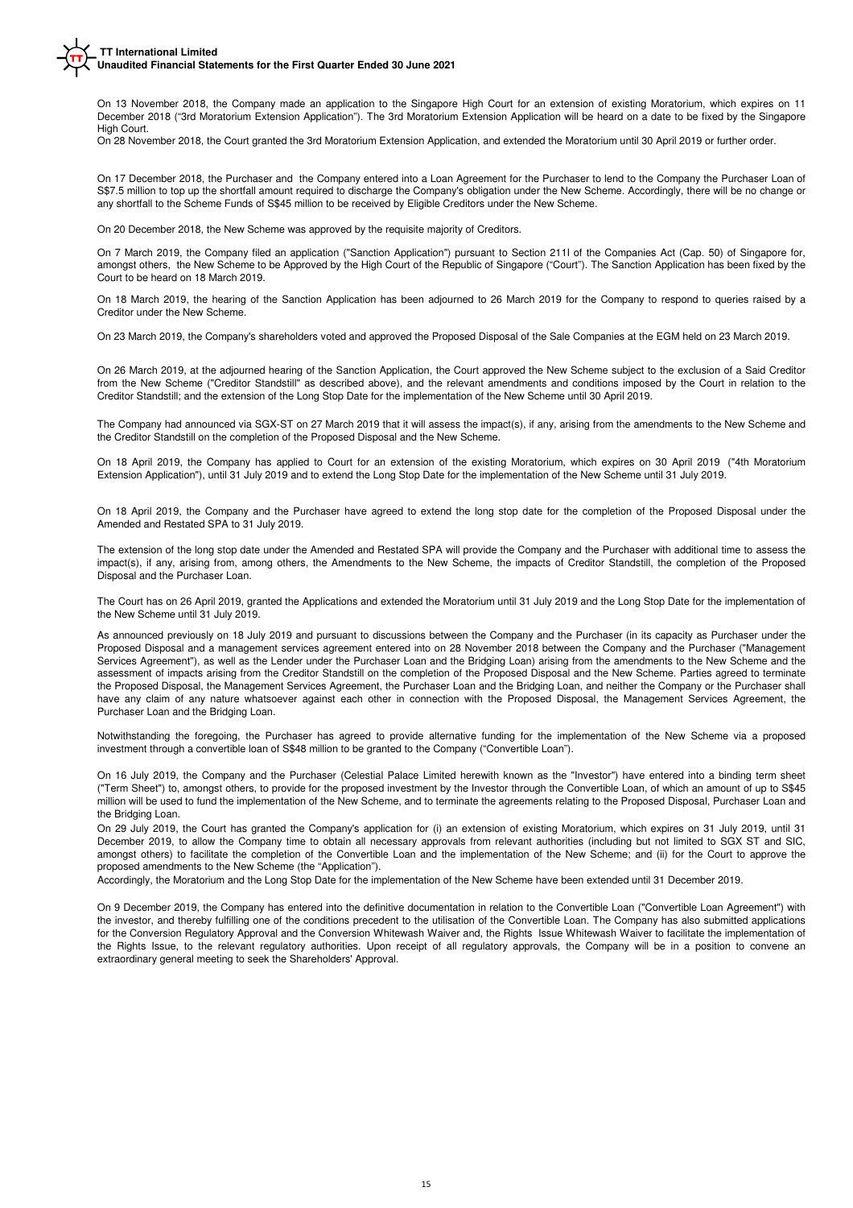On 13 November 2018, the Company made an application to the Singapore High Court for an extension of existing Moratorium, which expires on 11 December 2018 ("3rd Moratorium Extension Application"). The 3rd Moratorium Extension Application will be heard on a date to be fixed by the Singapore High Court.

On 28 November 2018, the Court granted the 3rd Moratorium Extension Application, and extended the Moratorium until 30 April 2019 or further order.

On 17 December 2018, the Purchaser and the Company entered into a Loan Agreement for the Purchaser to lend to the Company the Purchaser Loan of S$7.5 million to top up the shortfall amount required to discharge the Company's obligation under the New Scheme. Accordingly, there will be no change or any shortfall to the Scheme Funds of S$45 million to be received by Eligible Creditors under the New Scheme.

On 20 December 2018, the New Scheme was approved by the requisite majority of Creditors.

On 7 March 2019, the Company filed an application ("Sanction Application") pursuant to Section 211I of the Companies Act (Cap. 50) of Singapore for, amongst others, the New Scheme to be Approved by the High Court of the Republic of Singapore ("Court"). The Sanction Application has been fixed by the Court to be heard on 18 March 2019.

On 18 March 2019, the hearing of the Sanction Application has been adjourned to 26 March 2019 for the Company to respond to queries raised by a Creditor under the New Scheme.

On 23 March 2019, the Company's shareholders voted and approved the Proposed Disposal of the Sale Companies at the EGM held on 23 March 2019.

On 26 March 2019, at the adjourned hearing of the Sanction Application, the Court approved the New Scheme subject to the exclusion of a Said Creditor from the New Scheme ("Creditor Standstill" as described above), and the relevant amendments and conditions imposed by the Court in relation to the Creditor Standstill; and the extension of the Long Stop Date for the implementation of the New Scheme until 30 April 2019.

The Company had announced via SGX-ST on 27 March 2019 that it will assess the impact(s), if any, arising from the amendments to the New Scheme and the Creditor Standstill on the completion of the Proposed Disposal and the New Scheme.

On 18 April 2019, the Company has applied to Court for an extension of the existing Moratorium, which expires on 30 April 2019 ("4th Moratorium Extension Application"), until 31 July 2019 and to extend the Long Stop Date for the implementation of the New Scheme until 31 July 2019.

On 18 April 2019, the Company and the Purchaser have agreed to extend the long stop date for the completion of the Proposed Disposal under the Amended and Restated SPA to 31 July 2019.

The extension of the long stop date under the Amended and Restated SPA will provide the Company and the Purchaser with additional time to assess the impact(s), if any, arising from, among others, the Amendments to the New Scheme, the impacts of Creditor Standstill, the completion of the Proposed Disposal and the Purchaser Loan.

The Court has on 26 April 2019, granted the Applications and extended the Moratorium until 31 July 2019 and the Long Stop Date for the implementation of the New Scheme until 31 July 2019.

As announced previously on 18 July 2019 and pursuant to discussions between the Company and the Purchaser (in its capacity as Purchaser under the Proposed Disposal and a management services agreement entered into on 28 November 2018 between the Company and the Purchaser ("Management Services Agreement"), as well as the Lender under the Purchaser Loan and the Bridging Loan) arising from the amendments to the New Scheme and the assessment of impacts arising from the Creditor Standstill on the completion of the Proposed Disposal and the New Scheme. Parties agreed to terminate the Proposed Disposal, the Management Services Agreement, the Purchaser Loan and the Bridging Loan, and neither the Company or the Purchaser shall have any claim of any nature whatsoever against each other in connection with the Proposed Disposal, the Management Services Agreement, the Purchaser Loan and the Bridging Loan.

Notwithstanding the foregoing, the Purchaser has agreed to provide alternative funding for the implementation of the New Scheme via a proposed investment through a convertible loan of S$48 million to be granted to the Company ("Convertible Loan").

On 16 July 2019, the Company and the Purchaser (Celestial Palace Limited herewith known as the "Investor") have entered into a binding term sheet ("Term Sheet") to, amongst others, to provide for the proposed investment by the Investor through the Convertible Loan, of which an amount of up to S$45 million will be used to fund the implementation of the New Scheme, and to terminate the agreements relating to the Proposed Disposal, Purchaser Loan and the Bridging Loan.

On 29 July 2019, the Court has granted the Company's application for (i) an extension of existing Moratorium, which expires on 31 July 2019, until 31 December 2019, to allow the Company time to obtain all necessary approvals from relevant authorities (including but not limited to SGX ST and SIC, amongst others) to facilitate the completion of the Convertible Loan and the implementation of the New Scheme; and (ii) for the Court to approve the proposed amendments to the New Scheme (the "Application").

Accordingly, the Moratorium and the Long Stop Date for the implementation of the New Scheme have been extended until 31 December 2019.

On 9 December 2019, the Company has entered into the definitive documentation in relation to the Convertible Loan ("Convertible Loan Agreement") with the investor, and thereby fulfilling one of the conditions precedent to the utilisation of the Convertible Loan. The Company has also submitted applications for the Conversion Regulatory Approval and the Conversion Whitewash Waiver and, the Rights Issue Whitewash Waiver to facilitate the implementation of the Rights Issue, to the relevant regulatory authorities. Upon receipt of all regulatory approvals, the Company will be in a position to convene an extraordinary general meeting to seek the Shareholders' Approval.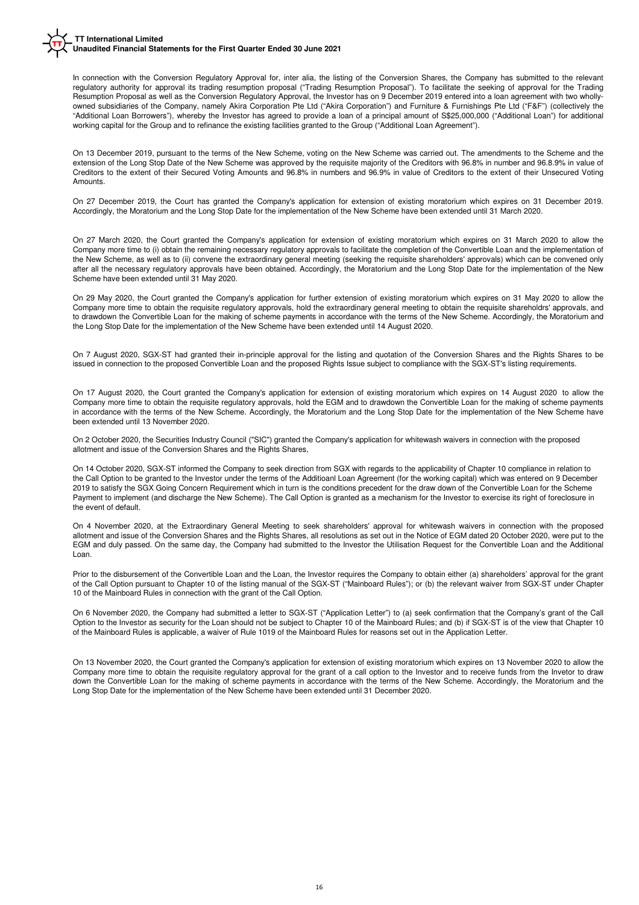In connection with the Conversion Regulatory Approval for, inter alia, the listing of the Conversion Shares, the Company has submitted to the relevant regulatory authority for approval its trading resumption proposal ("Trading Resumption Proposal"). To facilitate the seeking of approval for the Trading Resumption Proposal as well as the Conversion Regulatory Approval, the Investor has on 9 December 2019 entered into a loan agreement with two wholly-owned subsidiaries of the Company, namely Akira Corporation Pte Ltd ("Akira Corporation") and Furniture & Furnishings Pte Ltd ("F&F") (collectively the "Additional Loan Borrowers"), whereby the Investor has agreed to provide a loan of a principal amount of S$25,000,000 ("Additional Loan") for additional working capital for the Group and to refinance the existing facilities granted to the Group ("Additional Loan Agreement").

On 13 December 2019, pursuant to the terms of the New Scheme, voting on the New Scheme was carried out. The amendments to the Scheme and the extension of the Long Stop Date of the New Scheme was approved by the requisite majority of the Creditors with 96.8% in number and 96.8.9% in value of Creditors to the extent of their Secured Voting Amounts and 96.8% in numbers and 96.9% in value of Creditors to the extent of their Unsecured Voting Amounts.

On 27 December 2019, the Court has granted the Company's application for extension of existing moratorium which expires on 31 December 2019. Accordingly, the Moratorium and the Long Stop Date for the implementation of the New Scheme have been extended until 31 March 2020.

On 27 March 2020, the Court granted the Company's application for extension of existing moratorium which expires on 31 March 2020 to allow the Company more time to (i) obtain the remaining necessary regulatory approvals to facilitate the completion of the Convertible Loan and the implementation of the New Scheme, as well as to (ii) convene the extraordinary general meeting (seeking the requisite shareholders' approvals) which can be convened only after all the necessary regulatory approvals have been obtained. Accordingly, the Moratorium and the Long Stop Date for the implementation of the New Scheme have been extended until 31 May 2020.

On 29 May 2020, the Court granted the Company's application for further extension of existing moratorium which expires on 31 May 2020 to allow the Company more time to obtain the requisite regulatory approvals, hold the extraordinary general meeting to obtain the requisite shareholdrs' approvals, and to drawdown the Convertible Loan for the making of scheme payments in accordance with the terms of the New Scheme. Accordingly, the Moratorium and the Long Stop Date for the implementation of the New Scheme have been extended until 14 August 2020.

On 7 August 2020, SGX-ST had granted their in-principle approval for the listing and quotation of the Conversion Shares and the Rights Shares to be issued in connection to the proposed Convertible Loan and the proposed Rights Issue subject to compliance with the SGX-ST's listing requirements.

On 17 August 2020, the Court granted the Company's application for extension of existing moratorium which expires on 14 August 2020 to allow the Company more time to obtain the requisite regulatory approvals, hold the EGM and to drawdown the Convertible Loan for the making of scheme payments in accordance with the terms of the New Scheme. Accordingly, the Moratorium and the Long Stop Date for the implementation of the New Scheme have been extended until 13 November 2020.

On 2 October 2020, the Securities Industry Council ("SIC") granted the Company's application for whitewash waivers in connection with the proposed allotment and issue of the Conversion Shares and the Rights Shares,

On 14 October 2020, SGX-ST informed the Company to seek direction from SGX with regards to the applicability of Chapter 10 compliance in relation to the Call Option to be granted to the Investor under the terms of the Additioanl Loan Agreement (for the working capital) which was entered on 9 December 2019 to satisfy the SGX Going Concern Requirement which in turn is the conditions precedent for the draw down of the Convertible Loan for the Scheme Payment to implement (and discharge the New Scheme). The Call Option is granted as a mechanism for the Investor to exercise its right of foreclosure in the event of default.

On 4 November 2020, at the Extraordinary General Meeting to seek shareholders' approval for whitewash waivers in connection with the proposed allotment and issue of the Conversion Shares and the Rights Shares, all resolutions as set out in the Notice of EGM dated 20 October 2020, were put to the EGM and duly passed. On the same day, the Company had submitted to the Investor the Utilisation Request for the Convertible Loan and the Additional Loan.

Prior to the disbursement of the Convertible Loan and the Loan, the Investor requires the Company to obtain either (a) shareholders' approval for the grant of the Call Option pursuant to Chapter 10 of the listing manual of the SGX-ST ("Mainboard Rules"); or (b) the relevant waiver from SGX-ST under Chapter 10 of the Mainboard Rules in connection with the grant of the Call Option.

On 6 November 2020, the Company had submitted a letter to SGX-ST ("Application Letter") to (a) seek confirmation that the Company's grant of the Call Option to the Investor as security for the Loan should not be subject to Chapter 10 of the Mainboard Rules; and (b) if SGX-ST is of the view that Chapter 10 of the Mainboard Rules is applicable, a waiver of Rule 1019 of the Mainboard Rules for reasons set out in the Application Letter.

On 13 November 2020, the Court granted the Company's application for extension of existing moratorium which expires on 13 November 2020 to allow the Company more time to obtain the requisite regulatory approval for the grant of a call option to the Investor and to receive funds from the Invetor to draw down the Convertible Loan for the making of scheme payments in accordance with the terms of the New Scheme. Accordingly, the Moratorium and the Long Stop Date for the implementation of the New Scheme have been extended until 31 December 2020.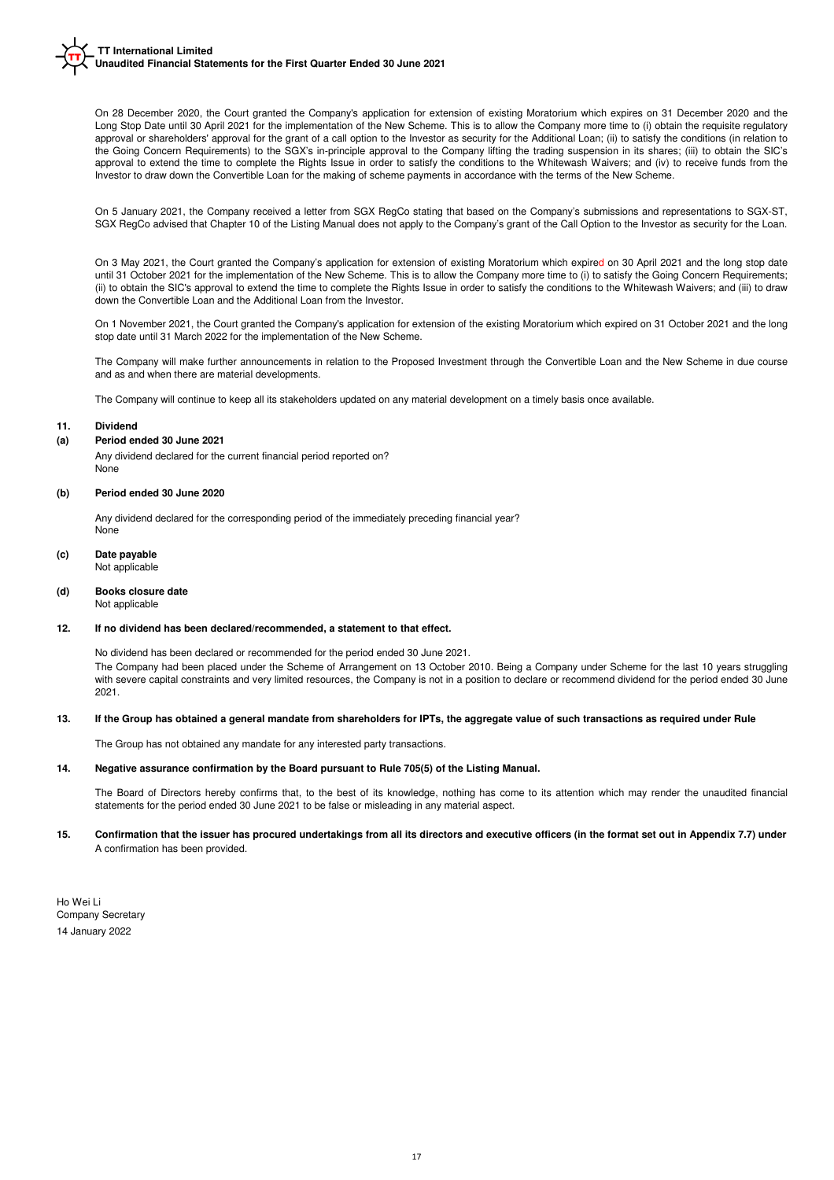On 28 December 2020, the Court granted the Company's application for extension of existing Moratorium which expires on 31 December 2020 and the Long Stop Date until 30 April 2021 for the implementation of the New Scheme. This is to allow the Company more time to (i) obtain the requisite regulatory approval or shareholders' approval for the grant of a call option to the Investor as security for the Additional Loan; (ii) to satisfy the conditions (in relation to the Going Concern Requirements) to the SGX's in-principle approval to the Company lifting the trading suspension in its shares; (iii) to obtain the SIC's approval to extend the time to complete the Rights Issue in order to satisfy the conditions to the Whitewash Waivers; and (iv) to receive funds from the Investor to draw down the Convertible Loan for the making of scheme payments in accordance with the terms of the New Scheme.

On 5 January 2021, the Company received a letter from SGX RegCo stating that based on the Company's submissions and representations to SGX-ST, SGX RegCo advised that Chapter 10 of the Listing Manual does not apply to the Company's grant of the Call Option to the Investor as security for the Loan.

On 3 May 2021, the Court granted the Company's application for extension of existing Moratorium which expired on 30 April 2021 and the long stop date until 31 October 2021 for the implementation of the New Scheme. This is to allow the Company more time to (i) to satisfy the Going Concern Requirements; (ii) to obtain the SIC's approval to extend the time to complete the Rights Issue in order to satisfy the conditions to the Whitewash Waivers; and (iii) to draw down the Convertible Loan and the Additional Loan from the Investor.

On 1 November 2021, the Court granted the Company's application for extension of the existing Moratorium which expired on 31 October 2021 and the long stop date until 31 March 2022 for the implementation of the New Scheme.

The Company will make further announcements in relation to the Proposed Investment through the Convertible Loan and the New Scheme in due course and as and when there are material developments.

The Company will continue to keep all its stakeholders updated on any material development on a timely basis once available.

**11. Dividend**

**(a) Period ended 30 June 2021**

Any dividend declared for the current financial period reported on?
None

**(b) Period ended 30 June 2020**

Any dividend declared for the corresponding period of the immediately preceding financial year?
None

**(c) Date payable**
Not applicable

**(d) Books closure date**
Not applicable

**12. If no dividend has been declared/recommended, a statement to that effect.**

No dividend has been declared or recommended for the period ended 30 June 2021.
The Company had been placed under the Scheme of Arrangement on 13 October 2010. Being a Company under Scheme for the last 10 years struggling with severe capital constraints and very limited resources, the Company is not in a position to declare or recommend dividend for the period ended 30 June 2021.

**13. If the Group has obtained a general mandate from shareholders for IPTs, the aggregate value of such transactions as required under Rule**

The Group has not obtained any mandate for any interested party transactions.

**14. Negative assurance confirmation by the Board pursuant to Rule 705(5) of the Listing Manual.**

The Board of Directors hereby confirms that, to the best of its knowledge, nothing has come to its attention which may render the unaudited financial statements for the period ended 30 June 2021 to be false or misleading in any material aspect.

**15. Confirmation that the issuer has procured undertakings from all its directors and executive officers (in the format set out in Appendix 7.7) under**
A confirmation has been provided.

Ho Wei Li
Company Secretary
14 January 2022